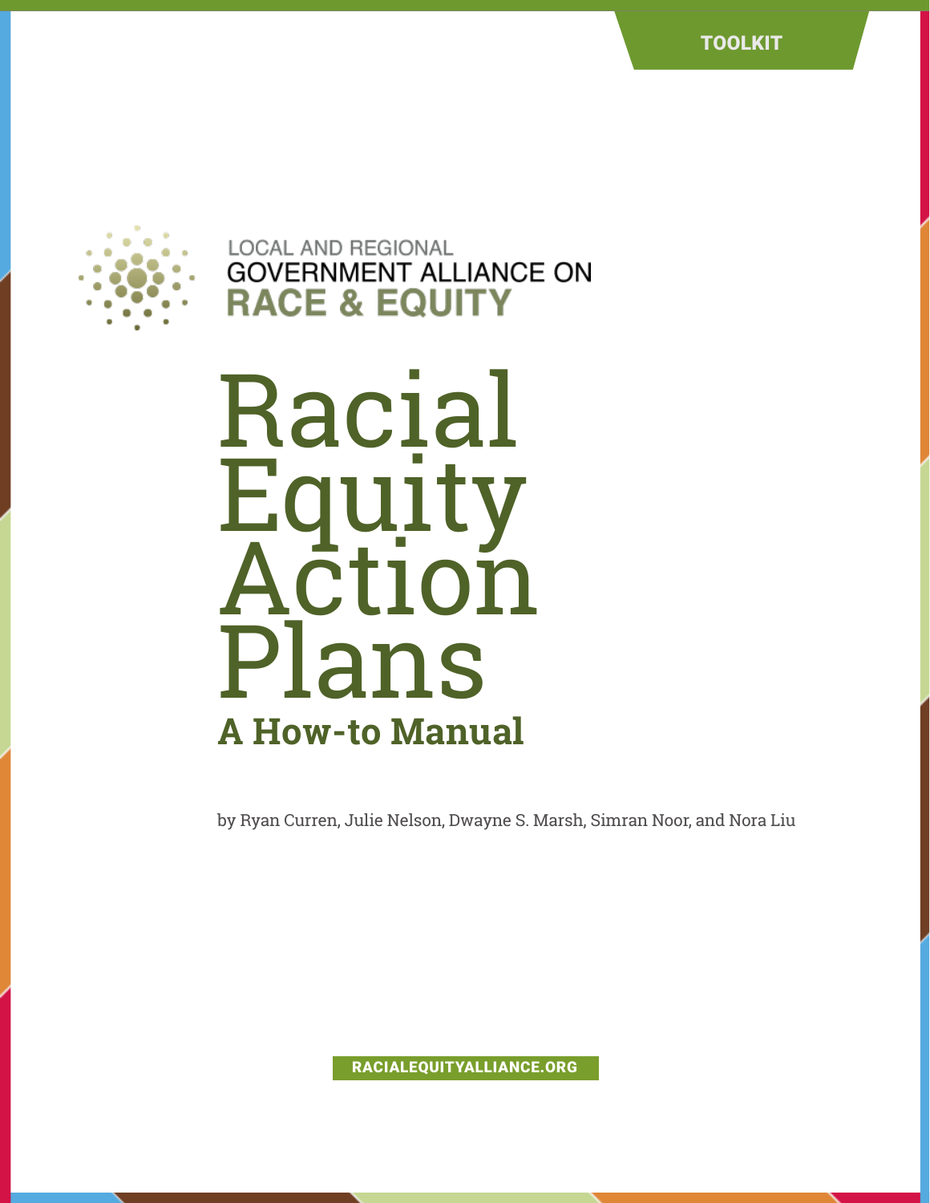TOOLKIT

LOCAL AND REGIONAL
GOVERNMENT ALLIANCE ON
RACE & EQUITY

# Racial Equity Action Plans

## A How-to Manual

by Ryan Curren, Julie Nelson, Dwayne S. Marsh, Simran Noor, and Nora Liu

RACIALEQUITYALLIANCE.ORG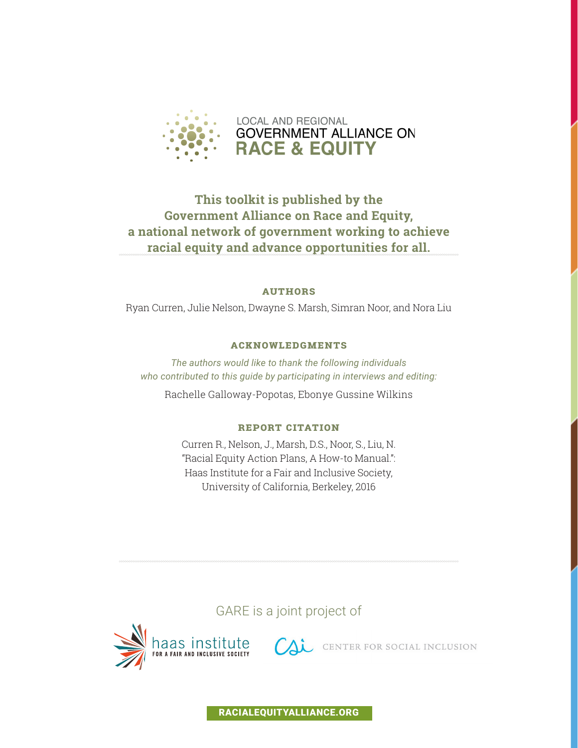LOCAL AND REGIONAL
GOVERNMENT ALLIANCE ON
**RACE & EQUITY**

**This toolkit is published by the Government Alliance on Race and Equity, a national network of government working to achieve racial equity and advance opportunities for all.**

### AUTHORS

Ryan Curren, Julie Nelson, Dwayne S. Marsh, Simran Noor, and Nora Liu

### ACKNOWLEDGMENTS

*The authors would like to thank the following individuals who contributed to this guide by participating in interviews and editing:*

Rachelle Galloway-Popotas, Ebonye Gussine Wilkins

### REPORT CITATION

Curren R., Nelson, J., Marsh, D.S., Noor, S., Liu, N.
"Racial Equity Action Plans, A How-to Manual.":
Haas Institute for a Fair and Inclusive Society,
University of California, Berkeley, 2016

GARE is a joint project of

haas institute FOR A FAIR AND INCLUSIVE SOCIETY

CSI CENTER FOR SOCIAL INCLUSION

**RACIALEQUITYALLIANCE.ORG**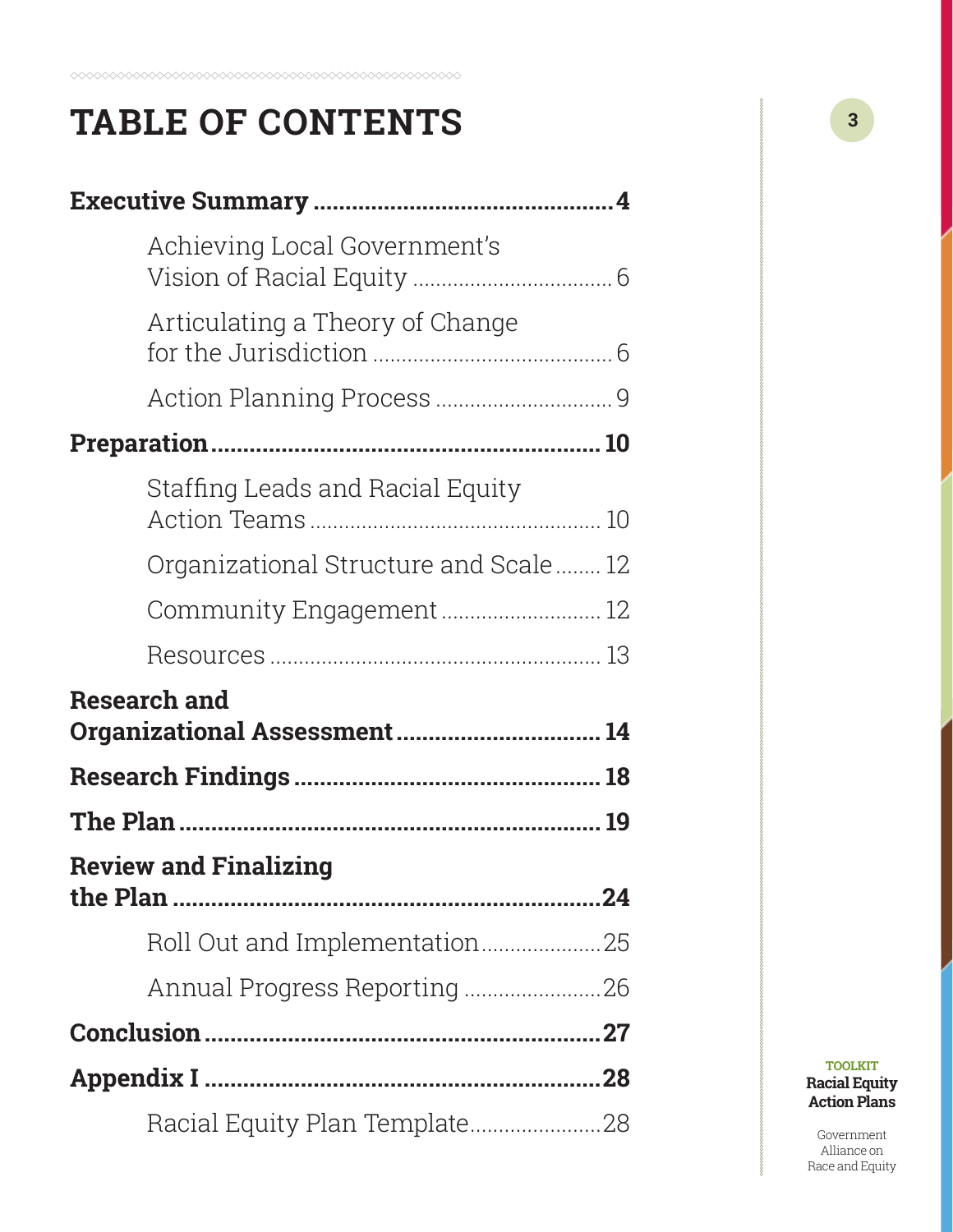# TABLE OF CONTENTS

**Executive Summary** .......... **4**

- Achieving Local Government's Vision of Racial Equity .......... 6
- Articulating a Theory of Change for the Jurisdiction .......... 6
- Action Planning Process .......... 9

**Preparation** .......... **10**

- Staffing Leads and Racial Equity Action Teams .......... 10
- Organizational Structure and Scale .......... 12
- Community Engagement .......... 12
- Resources .......... 13

**Research and Organizational Assessment** .......... **14**

**Research Findings** .......... **18**

**The Plan** .......... **19**

**Review and Finalizing the Plan** .......... **24**

- Roll Out and Implementation .......... 25
- Annual Progress Reporting .......... 26

**Conclusion** .......... **27**

**Appendix I** .......... **28**

- Racial Equity Plan Template .......... 28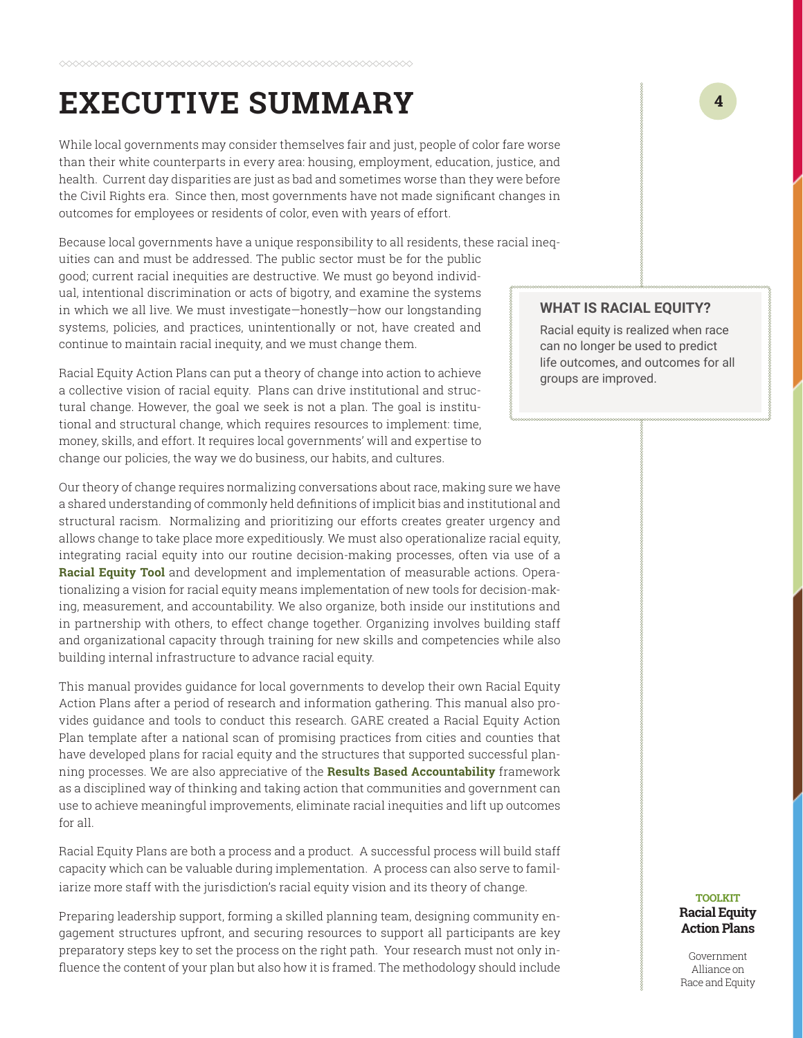# EXECUTIVE SUMMARY

While local governments may consider themselves fair and just, people of color fare worse than their white counterparts in every area: housing, employment, education, justice, and health. Current day disparities are just as bad and sometimes worse than they were before the Civil Rights era. Since then, most governments have not made significant changes in outcomes for employees or residents of color, even with years of effort.

Because local governments have a unique responsibility to all residents, these racial inequities can and must be addressed. The public sector must be for the public good; current racial inequities are destructive. We must go beyond individual, intentional discrimination or acts of bigotry, and examine the systems in which we all live. We must investigate—honestly—how our longstanding systems, policies, and practices, unintentionally or not, have created and continue to maintain racial inequity, and we must change them.

> **WHAT IS RACIAL EQUITY?**
>
> Racial equity is realized when race can no longer be used to predict life outcomes, and outcomes for all groups are improved.

Racial Equity Action Plans can put a theory of change into action to achieve a collective vision of racial equity. Plans can drive institutional and structural change. However, the goal we seek is not a plan. The goal is institutional and structural change, which requires resources to implement: time, money, skills, and effort. It requires local governments' will and expertise to change our policies, the way we do business, our habits, and cultures.

Our theory of change requires normalizing conversations about race, making sure we have a shared understanding of commonly held definitions of implicit bias and institutional and structural racism. Normalizing and prioritizing our efforts creates greater urgency and allows change to take place more expeditiously. We must also operationalize racial equity, integrating racial equity into our routine decision-making processes, often via use of a **Racial Equity Tool** and development and implementation of measurable actions. Operationalizing a vision for racial equity means implementation of new tools for decision-making, measurement, and accountability. We also organize, both inside our institutions and in partnership with others, to effect change together. Organizing involves building staff and organizational capacity through training for new skills and competencies while also building internal infrastructure to advance racial equity.

This manual provides guidance for local governments to develop their own Racial Equity Action Plans after a period of research and information gathering. This manual also provides guidance and tools to conduct this research. GARE created a Racial Equity Action Plan template after a national scan of promising practices from cities and counties that have developed plans for racial equity and the structures that supported successful planning processes. We are also appreciative of the **Results Based Accountability** framework as a disciplined way of thinking and taking action that communities and government can use to achieve meaningful improvements, eliminate racial inequities and lift up outcomes for all.

Racial Equity Plans are both a process and a product. A successful process will build staff capacity which can be valuable during implementation. A process can also serve to familiarize more staff with the jurisdiction's racial equity vision and its theory of change.

Preparing leadership support, forming a skilled planning team, designing community engagement structures upfront, and securing resources to support all participants are key preparatory steps key to set the process on the right path. Your research must not only influence the content of your plan but also how it is framed. The methodology should include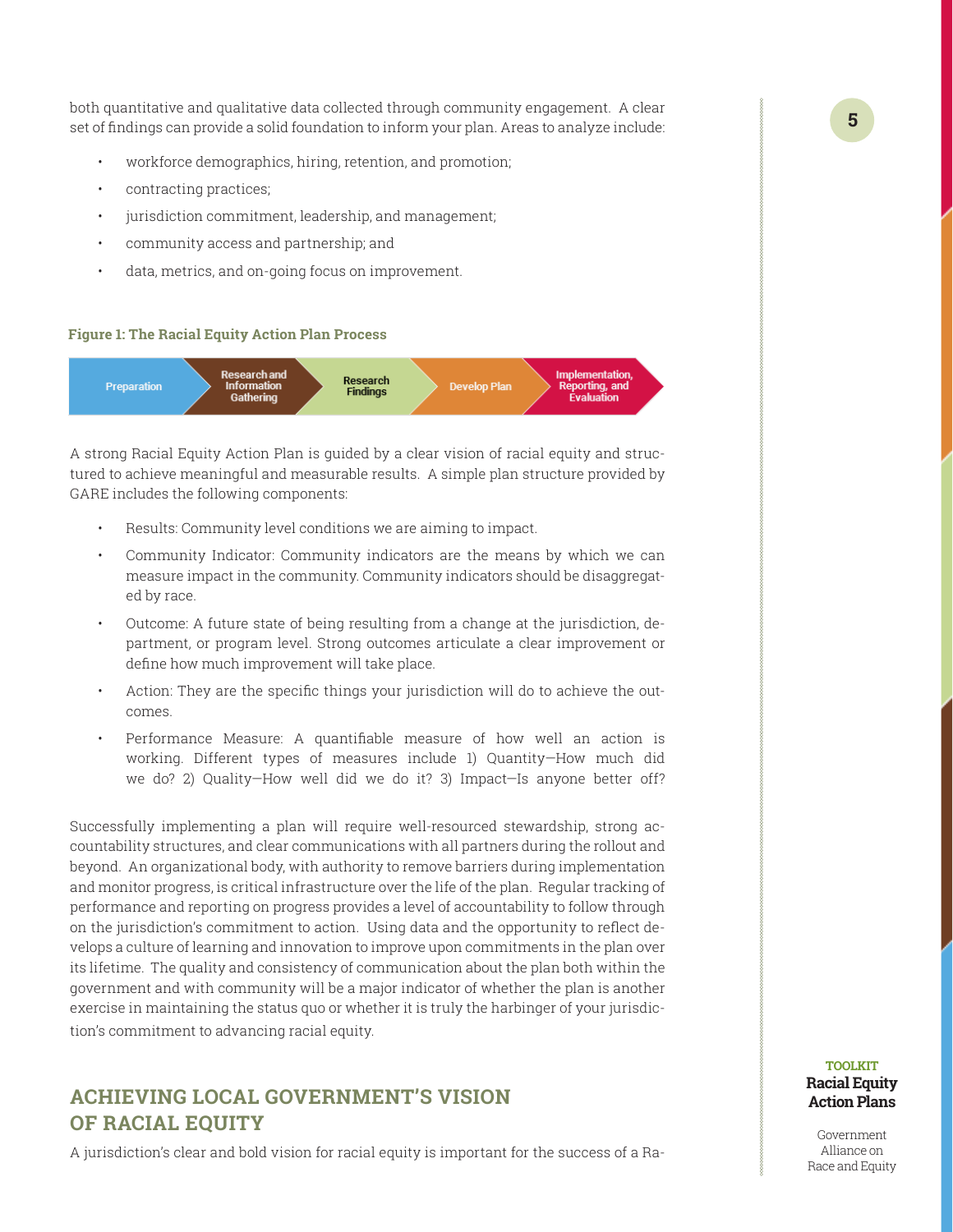both quantitative and qualitative data collected through community engagement. A clear set of findings can provide a solid foundation to inform your plan. Areas to analyze include:

- workforce demographics, hiring, retention, and promotion;
- contracting practices;
- jurisdiction commitment, leadership, and management;
- community access and partnership; and
- data, metrics, and on-going focus on improvement.

**Figure 1: The Racial Equity Action Plan Process**

Preparation → Research and Information Gathering → Research Findings → Develop Plan → Implementation, Reporting, and Evaluation

A strong Racial Equity Action Plan is guided by a clear vision of racial equity and structured to achieve meaningful and measurable results. A simple plan structure provided by GARE includes the following components:

- Results: Community level conditions we are aiming to impact.
- Community Indicator: Community indicators are the means by which we can measure impact in the community. Community indicators should be disaggregated by race.
- Outcome: A future state of being resulting from a change at the jurisdiction, department, or program level. Strong outcomes articulate a clear improvement or define how much improvement will take place.
- Action: They are the specific things your jurisdiction will do to achieve the outcomes.
- Performance Measure: A quantifiable measure of how well an action is working. Different types of measures include 1) Quantity—How much did we do? 2) Quality—How well did we do it? 3) Impact—Is anyone better off?

Successfully implementing a plan will require well-resourced stewardship, strong accountability structures, and clear communications with all partners during the rollout and beyond. An organizational body, with authority to remove barriers during implementation and monitor progress, is critical infrastructure over the life of the plan. Regular tracking of performance and reporting on progress provides a level of accountability to follow through on the jurisdiction's commitment to action. Using data and the opportunity to reflect develops a culture of learning and innovation to improve upon commitments in the plan over its lifetime. The quality and consistency of communication about the plan both within the government and with community will be a major indicator of whether the plan is another exercise in maintaining the status quo or whether it is truly the harbinger of your jurisdiction's commitment to advancing racial equity.

## ACHIEVING LOCAL GOVERNMENT'S VISION OF RACIAL EQUITY

A jurisdiction's clear and bold vision for racial equity is important for the success of a Ra-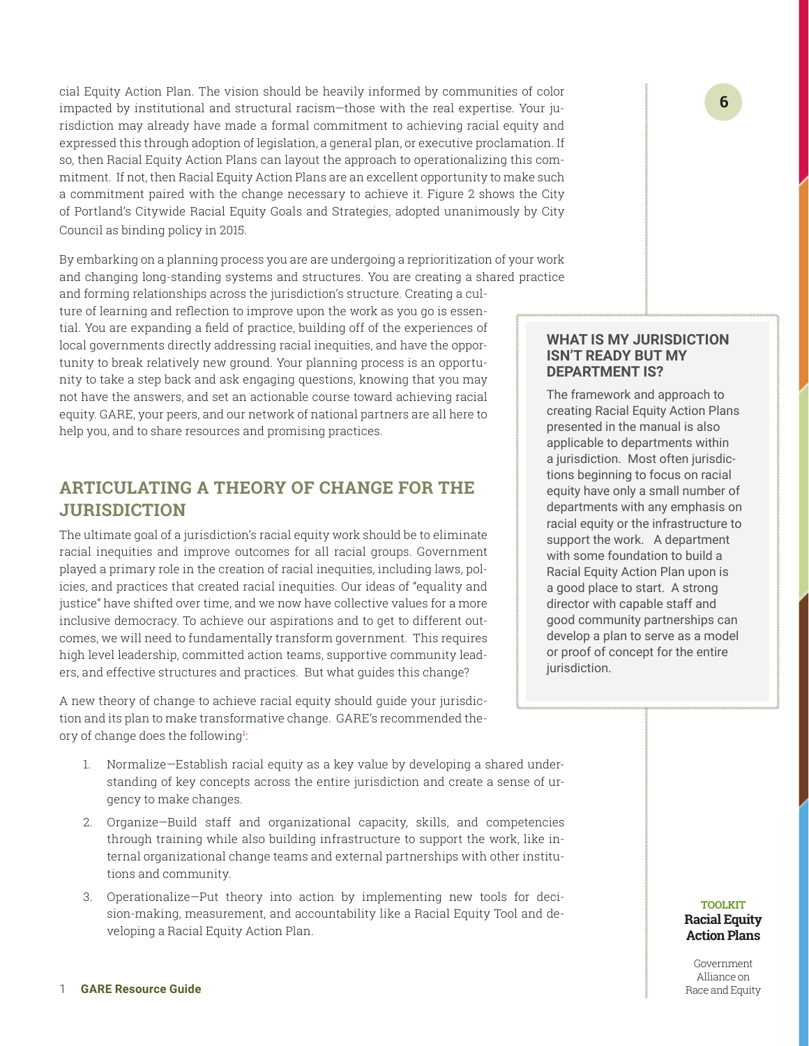cial Equity Action Plan. The vision should be heavily informed by communities of color impacted by institutional and structural racism—those with the real expertise. Your jurisdiction may already have made a formal commitment to achieving racial equity and expressed this through adoption of legislation, a general plan, or executive proclamation. If so, then Racial Equity Action Plans can layout the approach to operationalizing this commitment. If not, then Racial Equity Action Plans are an excellent opportunity to make such a commitment paired with the change necessary to achieve it. Figure 2 shows the City of Portland's Citywide Racial Equity Goals and Strategies, adopted unanimously by City Council as binding policy in 2015.

By embarking on a planning process you are are undergoing a reprioritization of your work and changing long-standing systems and structures. You are creating a shared practice and forming relationships across the jurisdiction's structure. Creating a culture of learning and reflection to improve upon the work as you go is essential. You are expanding a field of practice, building off of the experiences of local governments directly addressing racial inequities, and have the opportunity to break relatively new ground. Your planning process is an opportunity to take a step back and ask engaging questions, knowing that you may not have the answers, and set an actionable course toward achieving racial equity. GARE, your peers, and our network of national partners are all here to help you, and to share resources and promising practices.

> **WHAT IS MY JURISDICTION ISN'T READY BUT MY DEPARTMENT IS?**
>
> The framework and approach to creating Racial Equity Action Plans presented in the manual is also applicable to departments within a jurisdiction. Most often jurisdictions beginning to focus on racial equity have only a small number of departments with any emphasis on racial equity or the infrastructure to support the work. A department with some foundation to build a Racial Equity Action Plan upon is a good place to start. A strong director with capable staff and good community partnerships can develop a plan to serve as a model or proof of concept for the entire jurisdiction.

## ARTICULATING A THEORY OF CHANGE FOR THE JURISDICTION

The ultimate goal of a jurisdiction's racial equity work should be to eliminate racial inequities and improve outcomes for all racial groups. Government played a primary role in the creation of racial inequities, including laws, policies, and practices that created racial inequities. Our ideas of "equality and justice" have shifted over time, and we now have collective values for a more inclusive democracy. To achieve our aspirations and to get to different outcomes, we will need to fundamentally transform government. This requires high level leadership, committed action teams, supportive community leaders, and effective structures and practices. But what guides this change?

A new theory of change to achieve racial equity should guide your jurisdiction and its plan to make transformative change. GARE's recommended theory of change does the following[1]:

1. Normalize—Establish racial equity as a key value by developing a shared understanding of key concepts across the entire jurisdiction and create a sense of urgency to make changes.
2. Organize—Build staff and organizational capacity, skills, and competencies through training while also building infrastructure to support the work, like internal organizational change teams and external partnerships with other institutions and community.
3. Operationalize—Put theory into action by implementing new tools for decision-making, measurement, and accountability like a Racial Equity Tool and developing a Racial Equity Action Plan.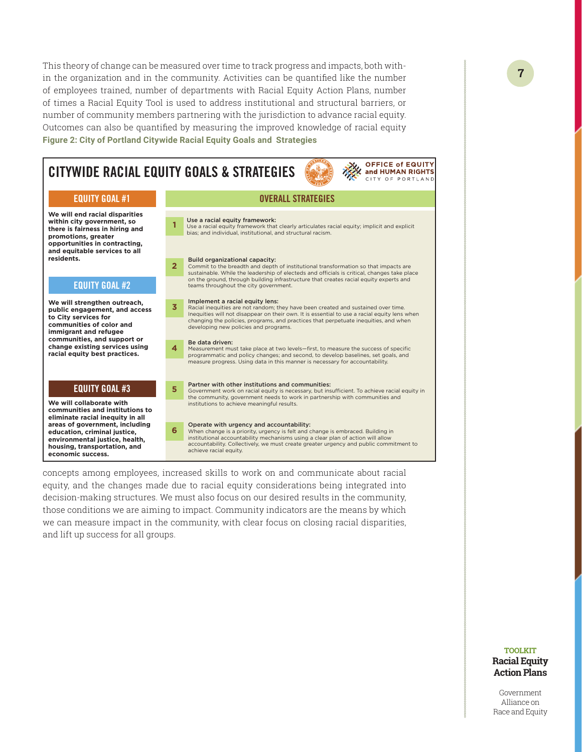This theory of change can be measured over time to track progress and impacts, both within the organization and in the community. Activities can be quantified like the number of employees trained, number of departments with Racial Equity Action Plans, number of times a Racial Equity Tool is used to address institutional and structural barriers, or number of community members partnering with the jurisdiction to advance racial equity. Outcomes can also be quantified by measuring the improved knowledge of racial equity

**Figure 2: City of Portland Citywide Racial Equity Goals and Strategies**

## CITYWIDE RACIAL EQUITY GOALS & STRATEGIES

OFFICE of EQUITY and HUMAN RIGHTS
CITY OF PORTLAND

### EQUITY GOAL #1

**We will end racial disparities within city government, so there is fairness in hiring and promotions, greater opportunities in contracting, and equitable services to all residents.**

### EQUITY GOAL #2

**We will strengthen outreach, public engagement, and access to City services for communities of color and immigrant and refugee communities, and support or change existing services using racial equity best practices.**

### EQUITY GOAL #3

**We will collaborate with communities and institutions to eliminate racial inequity in all areas of government, including education, criminal justice, environmental justice, health, housing, transportation, and economic success.**

### OVERALL STRATEGIES

1. **Use a racial equity framework:** Use a racial equity framework that clearly articulates racial equity; implicit and explicit bias; and individual, institutional, and structural racism.
2. **Build organizational capacity:** Commit to the breadth and depth of institutional transformation so that impacts are sustainable. While the leadership of electeds and officials is critical, changes take place on the ground, through building infrastructure that creates racial equity experts and teams throughout the city government.
3. **Implement a racial equity lens:** Racial inequities are not random; they have been created and sustained over time. Inequities will not disappear on their own. It is essential to use a racial equity lens when changing the policies, programs, and practices that perpetuate inequities, and when developing new policies and programs.
4. **Be data driven:** Measurement must take place at two levels—first, to measure the success of specific programmatic and policy changes; and second, to develop baselines, set goals, and measure progress. Using data in this manner is necessary for accountability.
5. **Partner with other institutions and communities:** Government work on racial equity is necessary, but insufficient. To achieve racial equity in the community, government needs to work in partnership with communities and institutions to achieve meaningful results.
6. **Operate with urgency and accountability:** When change is a priority, urgency is felt and change is embraced. Building in institutional accountability mechanisms using a clear plan of action will allow accountability. Collectively, we must create greater urgency and public commitment to achieve racial equity.

concepts among employees, increased skills to work on and communicate about racial equity, and the changes made due to racial equity considerations being integrated into decision-making structures. We must also focus on our desired results in the community, those conditions we are aiming to impact. Community indicators are the means by which we can measure impact in the community, with clear focus on closing racial disparities, and lift up success for all groups.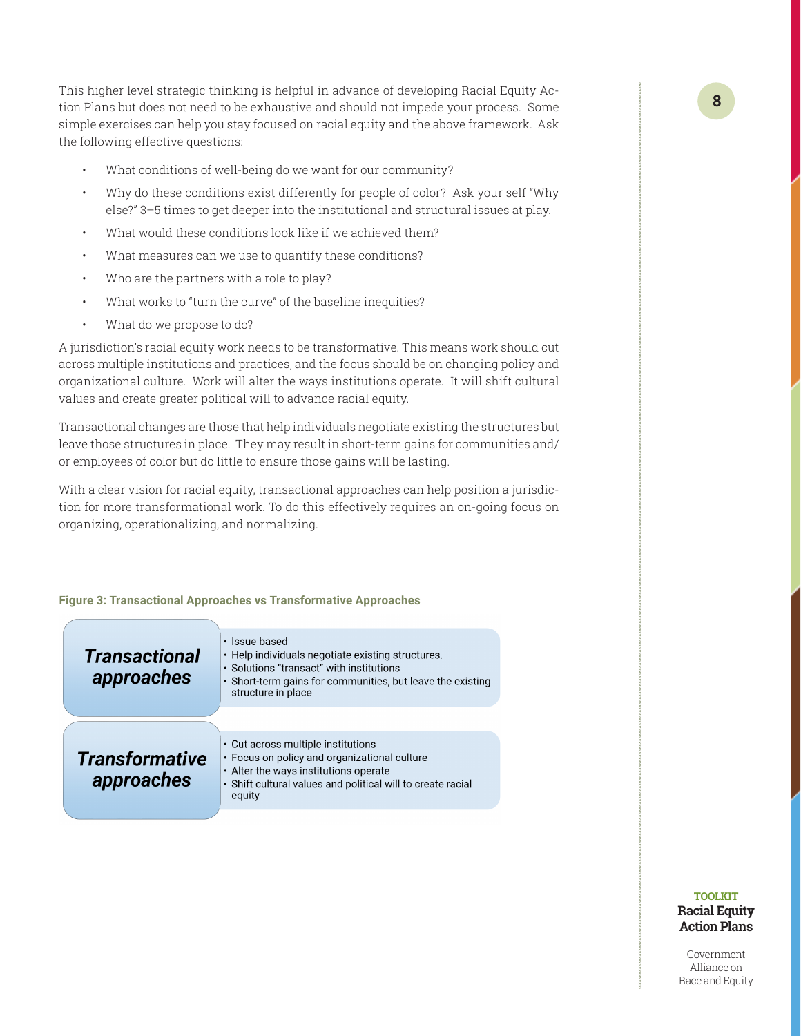This higher level strategic thinking is helpful in advance of developing Racial Equity Action Plans but does not need to be exhaustive and should not impede your process. Some simple exercises can help you stay focused on racial equity and the above framework. Ask the following effective questions:

- What conditions of well-being do we want for our community?
- Why do these conditions exist differently for people of color? Ask your self "Why else?" 3–5 times to get deeper into the institutional and structural issues at play.
- What would these conditions look like if we achieved them?
- What measures can we use to quantify these conditions?
- Who are the partners with a role to play?
- What works to "turn the curve" of the baseline inequities?
- What do we propose to do?

A jurisdiction's racial equity work needs to be transformative. This means work should cut across multiple institutions and practices, and the focus should be on changing policy and organizational culture. Work will alter the ways institutions operate. It will shift cultural values and create greater political will to advance racial equity.

Transactional changes are those that help individuals negotiate existing the structures but leave those structures in place. They may result in short-term gains for communities and/or employees of color but do little to ensure those gains will be lasting.

With a clear vision for racial equity, transactional approaches can help position a jurisdiction for more transformational work. To do this effectively requires an on-going focus on organizing, operationalizing, and normalizing.

**Figure 3: Transactional Approaches vs Transformative Approaches**

***Transactional approaches***

- Issue-based
- Help individuals negotiate existing structures.
- Solutions "transact" with institutions
- Short-term gains for communities, but leave the existing structure in place

***Transformative approaches***

- Cut across multiple institutions
- Focus on policy and organizational culture
- Alter the ways institutions operate
- Shift cultural values and political will to create racial equity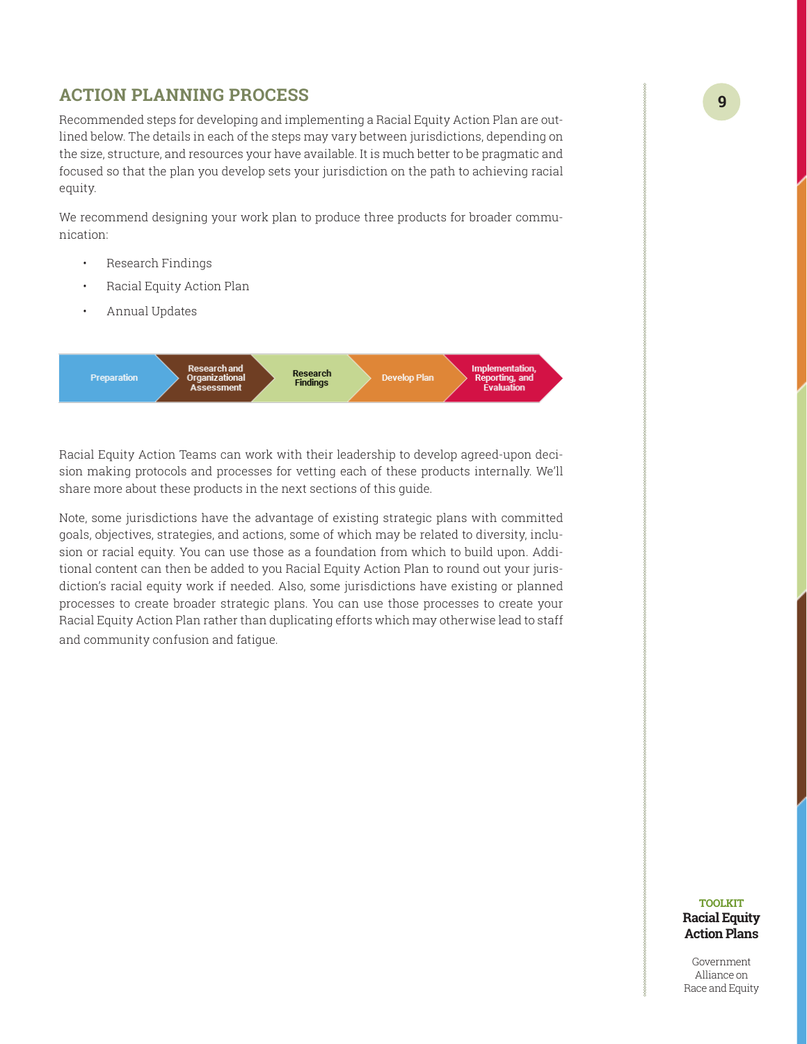## ACTION PLANNING PROCESS

Recommended steps for developing and implementing a Racial Equity Action Plan are outlined below. The details in each of the steps may vary between jurisdictions, depending on the size, structure, and resources your have available. It is much better to be pragmatic and focused so that the plan you develop sets your jurisdiction on the path to achieving racial equity.

We recommend designing your work plan to produce three products for broader communication:

- Research Findings
- Racial Equity Action Plan
- Annual Updates

Preparation → Research and Organizational Assessment → Research Findings → Develop Plan → Implementation, Reporting, and Evaluation

Racial Equity Action Teams can work with their leadership to develop agreed-upon decision making protocols and processes for vetting each of these products internally. We'll share more about these products in the next sections of this guide.

Note, some jurisdictions have the advantage of existing strategic plans with committed goals, objectives, strategies, and actions, some of which may be related to diversity, inclusion or racial equity. You can use those as a foundation from which to build upon. Additional content can then be added to you Racial Equity Action Plan to round out your jurisdiction's racial equity work if needed. Also, some jurisdictions have existing or planned processes to create broader strategic plans. You can use those processes to create your Racial Equity Action Plan rather than duplicating efforts which may otherwise lead to staff and community confusion and fatigue.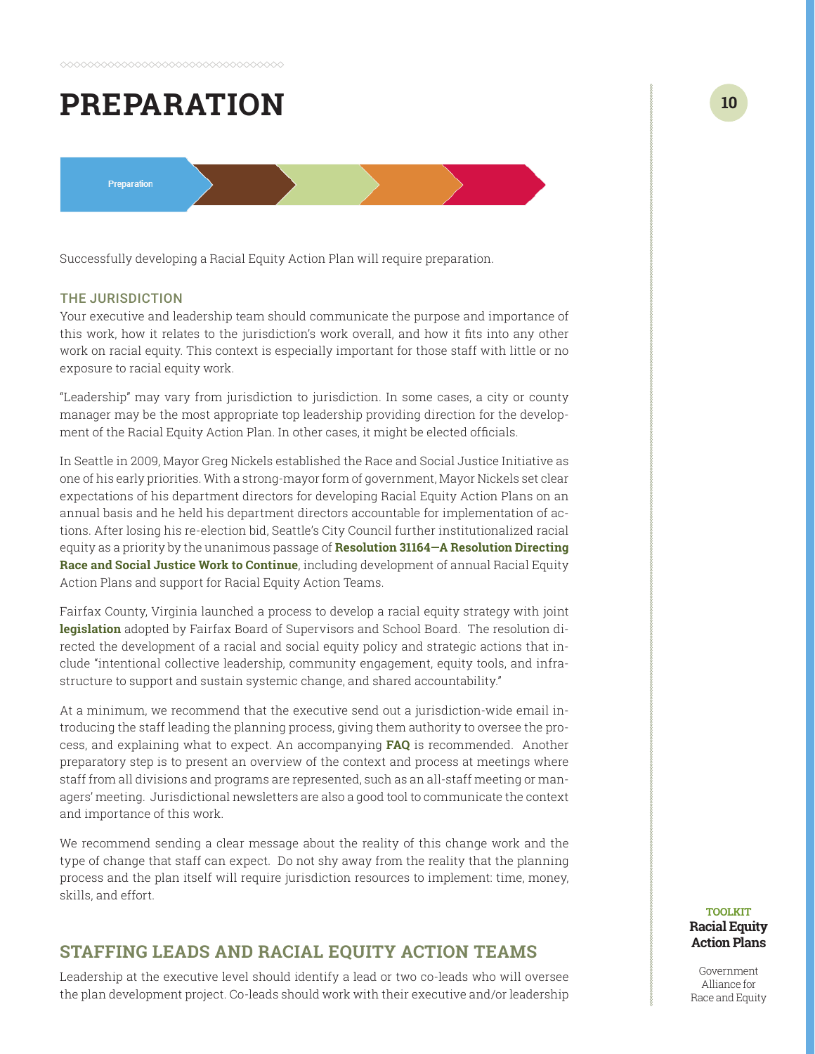# PREPARATION

Preparation

Successfully developing a Racial Equity Action Plan will require preparation.

### THE JURISDICTION

Your executive and leadership team should communicate the purpose and importance of this work, how it relates to the jurisdiction's work overall, and how it fits into any other work on racial equity. This context is especially important for those staff with little or no exposure to racial equity work.

"Leadership" may vary from jurisdiction to jurisdiction. In some cases, a city or county manager may be the most appropriate top leadership providing direction for the development of the Racial Equity Action Plan. In other cases, it might be elected officials.

In Seattle in 2009, Mayor Greg Nickels established the Race and Social Justice Initiative as one of his early priorities. With a strong-mayor form of government, Mayor Nickels set clear expectations of his department directors for developing Racial Equity Action Plans on an annual basis and he held his department directors accountable for implementation of actions. After losing his re-election bid, Seattle's City Council further institutionalized racial equity as a priority by the unanimous passage of **Resolution 31164—A Resolution Directing Race and Social Justice Work to Continue**, including development of annual Racial Equity Action Plans and support for Racial Equity Action Teams.

Fairfax County, Virginia launched a process to develop a racial equity strategy with joint **legislation** adopted by Fairfax Board of Supervisors and School Board. The resolution directed the development of a racial and social equity policy and strategic actions that include "intentional collective leadership, community engagement, equity tools, and infrastructure to support and sustain systemic change, and shared accountability."

At a minimum, we recommend that the executive send out a jurisdiction-wide email introducing the staff leading the planning process, giving them authority to oversee the process, and explaining what to expect. An accompanying **FAQ** is recommended. Another preparatory step is to present an overview of the context and process at meetings where staff from all divisions and programs are represented, such as an all-staff meeting or managers' meeting. Jurisdictional newsletters are also a good tool to communicate the context and importance of this work.

We recommend sending a clear message about the reality of this change work and the type of change that staff can expect. Do not shy away from the reality that the planning process and the plan itself will require jurisdiction resources to implement: time, money, skills, and effort.

## STAFFING LEADS AND RACIAL EQUITY ACTION TEAMS

Leadership at the executive level should identify a lead or two co-leads who will oversee the plan development project. Co-leads should work with their executive and/or leadership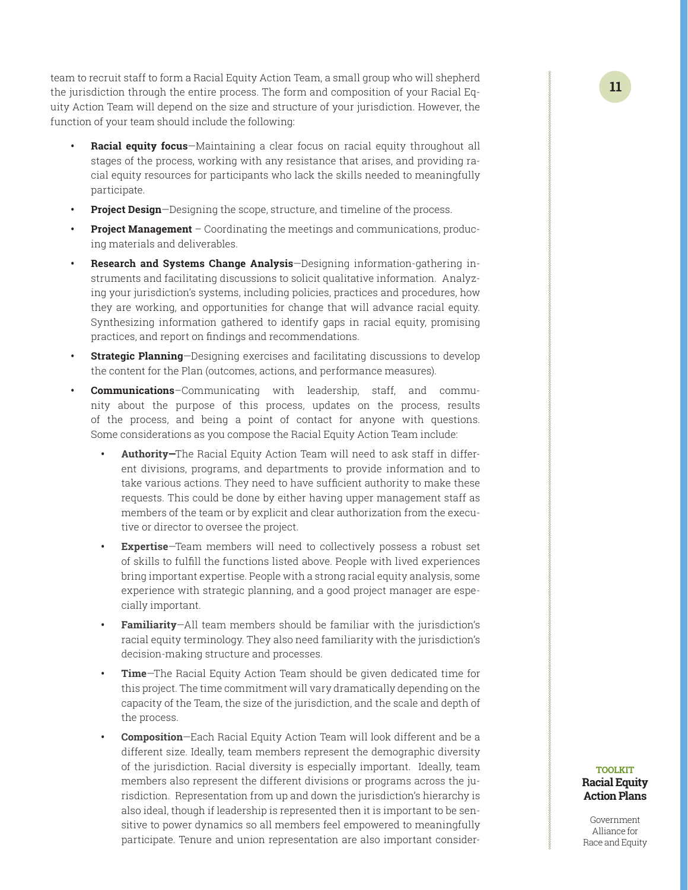team to recruit staff to form a Racial Equity Action Team, a small group who will shepherd the jurisdiction through the entire process. The form and composition of your Racial Equity Action Team will depend on the size and structure of your jurisdiction. However, the function of your team should include the following:

- **Racial equity focus**—Maintaining a clear focus on racial equity throughout all stages of the process, working with any resistance that arises, and providing racial equity resources for participants who lack the skills needed to meaningfully participate.
- **Project Design**—Designing the scope, structure, and timeline of the process.
- **Project Management** – Coordinating the meetings and communications, producing materials and deliverables.
- **Research and Systems Change Analysis**—Designing information-gathering instruments and facilitating discussions to solicit qualitative information. Analyzing your jurisdiction's systems, including policies, practices and procedures, how they are working, and opportunities for change that will advance racial equity. Synthesizing information gathered to identify gaps in racial equity, promising practices, and report on findings and recommendations.
- **Strategic Planning**—Designing exercises and facilitating discussions to develop the content for the Plan (outcomes, actions, and performance measures).
- **Communications**—Communicating with leadership, staff, and community about the purpose of this process, updates on the process, results of the process, and being a point of contact for anyone with questions. Some considerations as you compose the Racial Equity Action Team include:
    - **Authority—**The Racial Equity Action Team will need to ask staff in different divisions, programs, and departments to provide information and to take various actions. They need to have sufficient authority to make these requests. This could be done by either having upper management staff as members of the team or by explicit and clear authorization from the executive or director to oversee the project.
    - **Expertise**—Team members will need to collectively possess a robust set of skills to fulfill the functions listed above. People with lived experiences bring important expertise. People with a strong racial equity analysis, some experience with strategic planning, and a good project manager are especially important.
    - **Familiarity**—All team members should be familiar with the jurisdiction's racial equity terminology. They also need familiarity with the jurisdiction's decision-making structure and processes.
    - **Time**—The Racial Equity Action Team should be given dedicated time for this project. The time commitment will vary dramatically depending on the capacity of the Team, the size of the jurisdiction, and the scale and depth of the process.
    - **Composition**—Each Racial Equity Action Team will look different and be a different size. Ideally, team members represent the demographic diversity of the jurisdiction. Racial diversity is especially important. Ideally, team members also represent the different divisions or programs across the jurisdiction. Representation from up and down the jurisdiction's hierarchy is also ideal, though if leadership is represented then it is important to be sensitive to power dynamics so all members feel empowered to meaningfully participate. Tenure and union representation are also important consider-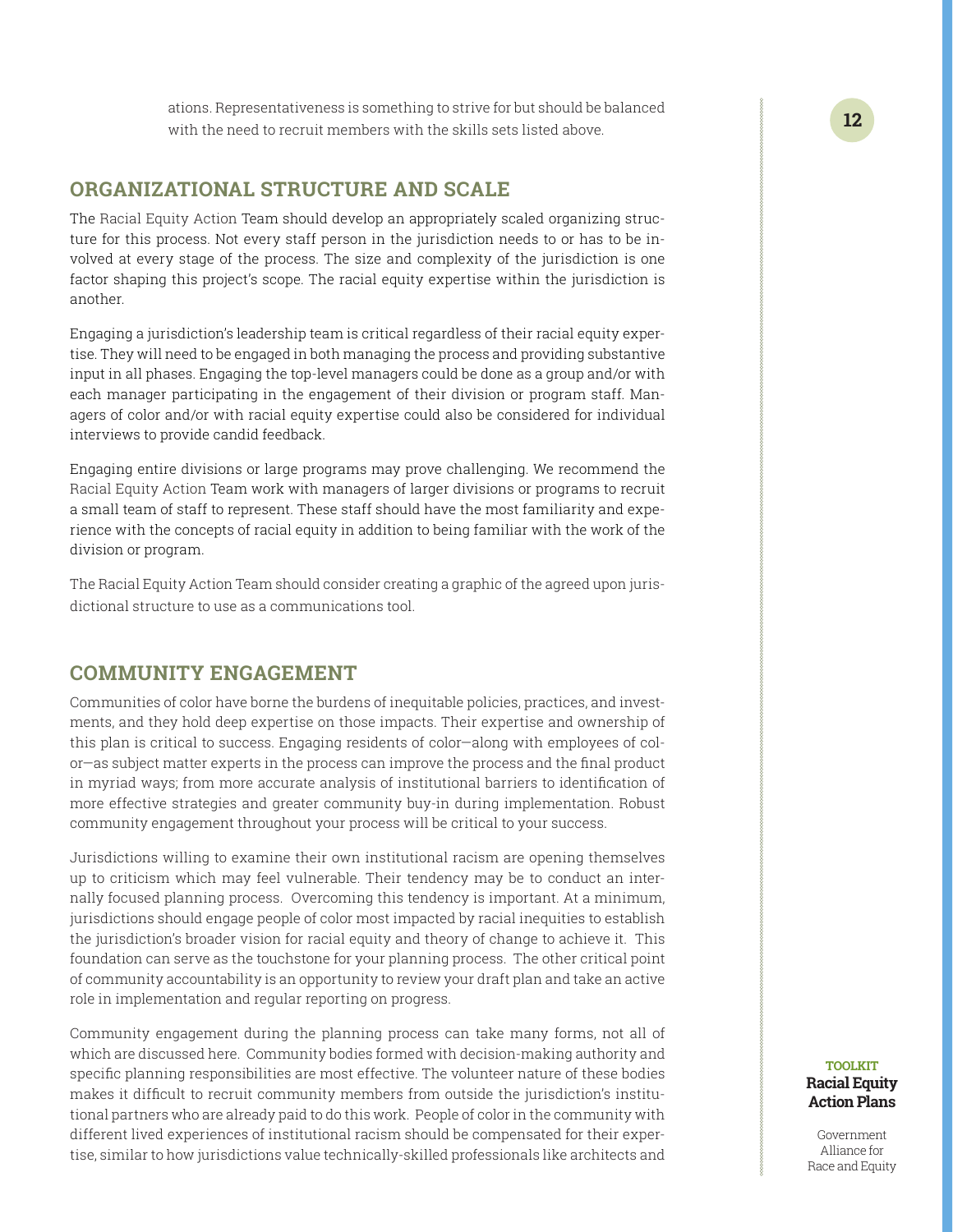ations. Representativeness is something to strive for but should be balanced with the need to recruit members with the skills sets listed above.

## ORGANIZATIONAL STRUCTURE AND SCALE

The Racial Equity Action Team should develop an appropriately scaled organizing structure for this process. Not every staff person in the jurisdiction needs to or has to be involved at every stage of the process. The size and complexity of the jurisdiction is one factor shaping this project's scope. The racial equity expertise within the jurisdiction is another.

Engaging a jurisdiction's leadership team is critical regardless of their racial equity expertise. They will need to be engaged in both managing the process and providing substantive input in all phases. Engaging the top-level managers could be done as a group and/or with each manager participating in the engagement of their division or program staff. Managers of color and/or with racial equity expertise could also be considered for individual interviews to provide candid feedback.

Engaging entire divisions or large programs may prove challenging. We recommend the Racial Equity Action Team work with managers of larger divisions or programs to recruit a small team of staff to represent. These staff should have the most familiarity and experience with the concepts of racial equity in addition to being familiar with the work of the division or program.

The Racial Equity Action Team should consider creating a graphic of the agreed upon jurisdictional structure to use as a communications tool.

## COMMUNITY ENGAGEMENT

Communities of color have borne the burdens of inequitable policies, practices, and investments, and they hold deep expertise on those impacts. Their expertise and ownership of this plan is critical to success. Engaging residents of color—along with employees of color—as subject matter experts in the process can improve the process and the final product in myriad ways; from more accurate analysis of institutional barriers to identification of more effective strategies and greater community buy-in during implementation. Robust community engagement throughout your process will be critical to your success.

Jurisdictions willing to examine their own institutional racism are opening themselves up to criticism which may feel vulnerable. Their tendency may be to conduct an internally focused planning process. Overcoming this tendency is important. At a minimum, jurisdictions should engage people of color most impacted by racial inequities to establish the jurisdiction's broader vision for racial equity and theory of change to achieve it. This foundation can serve as the touchstone for your planning process. The other critical point of community accountability is an opportunity to review your draft plan and take an active role in implementation and regular reporting on progress.

Community engagement during the planning process can take many forms, not all of which are discussed here. Community bodies formed with decision-making authority and specific planning responsibilities are most effective. The volunteer nature of these bodies makes it difficult to recruit community members from outside the jurisdiction's institutional partners who are already paid to do this work. People of color in the community with different lived experiences of institutional racism should be compensated for their expertise, similar to how jurisdictions value technically-skilled professionals like architects and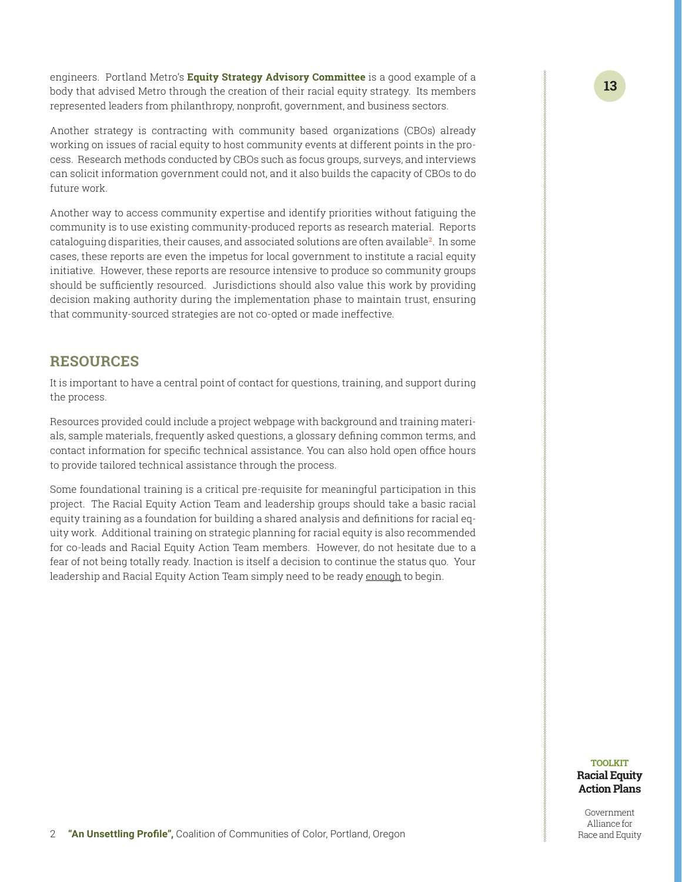engineers. Portland Metro's **Equity Strategy Advisory Committee** is a good example of a body that advised Metro through the creation of their racial equity strategy. Its members represented leaders from philanthropy, nonprofit, government, and business sectors.

Another strategy is contracting with community based organizations (CBOs) already working on issues of racial equity to host community events at different points in the process. Research methods conducted by CBOs such as focus groups, surveys, and interviews can solicit information government could not, and it also builds the capacity of CBOs to do future work.

Another way to access community expertise and identify priorities without fatiguing the community is to use existing community-produced reports as research material. Reports cataloguing disparities, their causes, and associated solutions are often available[2]. In some cases, these reports are even the impetus for local government to institute a racial equity initiative. However, these reports are resource intensive to produce so community groups should be sufficiently resourced. Jurisdictions should also value this work by providing decision making authority during the implementation phase to maintain trust, ensuring that community-sourced strategies are not co-opted or made ineffective.

## RESOURCES

It is important to have a central point of contact for questions, training, and support during the process.

Resources provided could include a project webpage with background and training materials, sample materials, frequently asked questions, a glossary defining common terms, and contact information for specific technical assistance. You can also hold open office hours to provide tailored technical assistance through the process.

Some foundational training is a critical pre-requisite for meaningful participation in this project. The Racial Equity Action Team and leadership groups should take a basic racial equity training as a foundation for building a shared analysis and definitions for racial equity work. Additional training on strategic planning for racial equity is also recommended for co-leads and Racial Equity Action Team members. However, do not hesitate due to a fear of not being totally ready. Inaction is itself a decision to continue the status quo. Your leadership and Racial Equity Action Team simply need to be ready enough to begin.

[2] **"An Unsettling Profile",** Coalition of Communities of Color, Portland, Oregon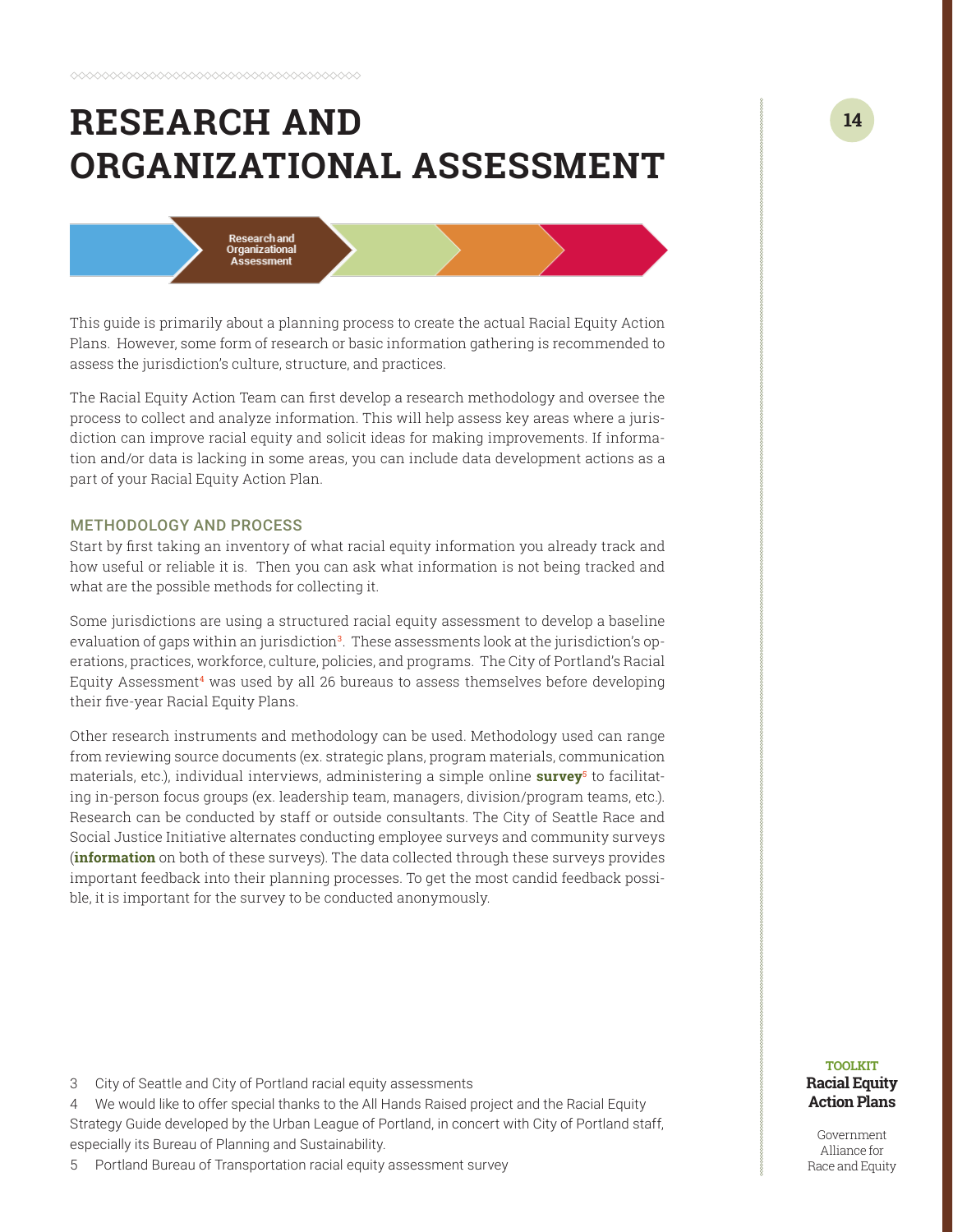# RESEARCH AND ORGANIZATIONAL ASSESSMENT

Research and Organizational Assessment

This guide is primarily about a planning process to create the actual Racial Equity Action Plans. However, some form of research or basic information gathering is recommended to assess the jurisdiction's culture, structure, and practices.

The Racial Equity Action Team can first develop a research methodology and oversee the process to collect and analyze information. This will help assess key areas where a jurisdiction can improve racial equity and solicit ideas for making improvements. If information and/or data is lacking in some areas, you can include data development actions as a part of your Racial Equity Action Plan.

### METHODOLOGY AND PROCESS

Start by first taking an inventory of what racial equity information you already track and how useful or reliable it is. Then you can ask what information is not being tracked and what are the possible methods for collecting it.

Some jurisdictions are using a structured racial equity assessment to develop a baseline evaluation of gaps within an jurisdiction[3]. These assessments look at the jurisdiction's operations, practices, workforce, culture, policies, and programs. The City of Portland's Racial Equity Assessment[4] was used by all 26 bureaus to assess themselves before developing their five-year Racial Equity Plans.

Other research instruments and methodology can be used. Methodology used can range from reviewing source documents (ex. strategic plans, program materials, communication materials, etc.), individual interviews, administering a simple online **survey**[5] to facilitating in-person focus groups (ex. leadership team, managers, division/program teams, etc.). Research can be conducted by staff or outside consultants. The City of Seattle Race and Social Justice Initiative alternates conducting employee surveys and community surveys (**information** on both of these surveys). The data collected through these surveys provides important feedback into their planning processes. To get the most candid feedback possible, it is important for the survey to be conducted anonymously.

3 City of Seattle and City of Portland racial equity assessments

4 We would like to offer special thanks to the All Hands Raised project and the Racial Equity Strategy Guide developed by the Urban League of Portland, in concert with City of Portland staff, especially its Bureau of Planning and Sustainability.

5 Portland Bureau of Transportation racial equity assessment survey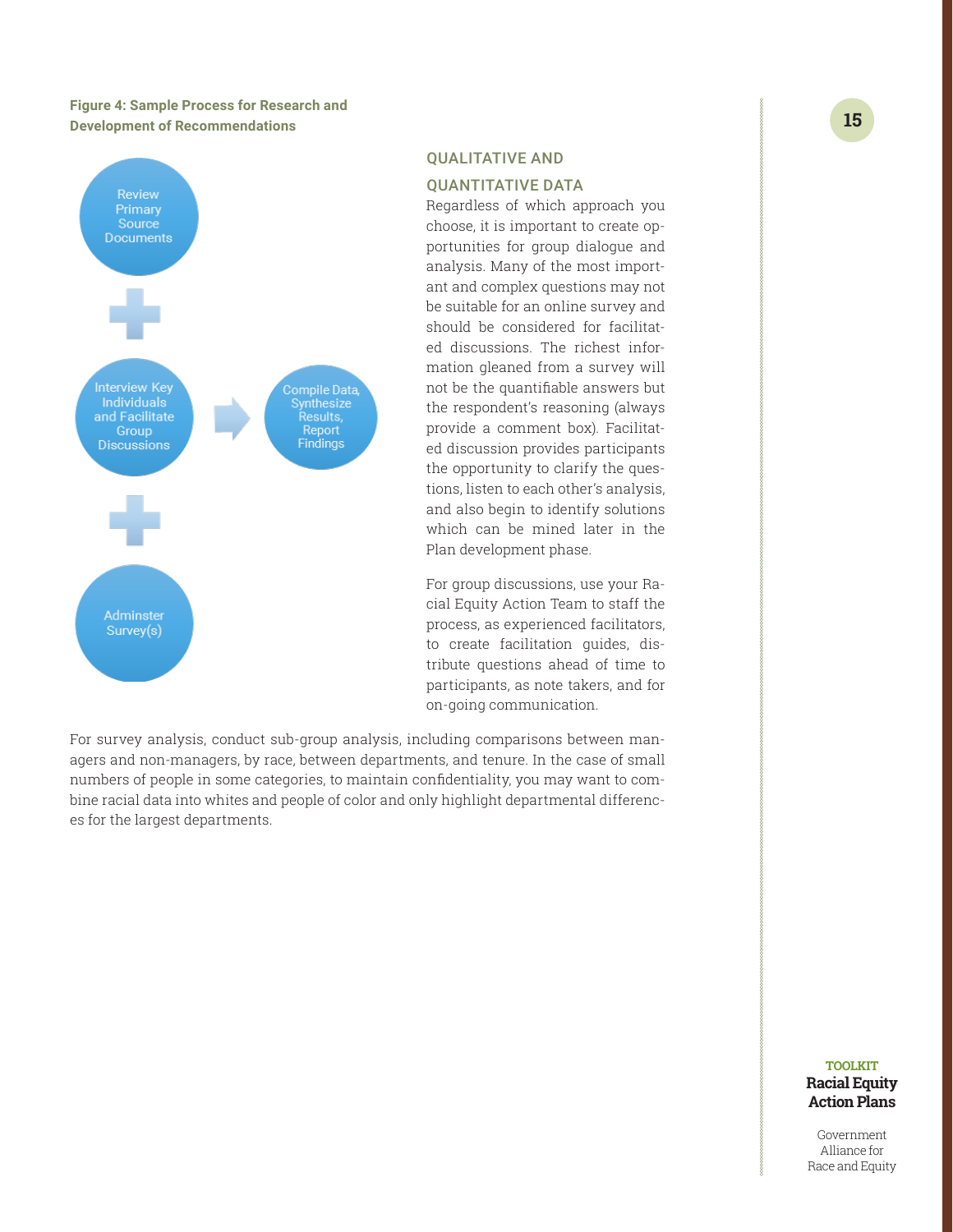**Figure 4: Sample Process for Research and Development of Recommendations**

Review Primary Source Documents

+

Interview Key Individuals and Facilitate Group Discussions → Compile Data, Synthesize Results, Report Findings

+

Adminster Survey(s)

## QUALITATIVE AND QUANTITATIVE DATA

Regardless of which approach you choose, it is important to create opportunities for group dialogue and analysis. Many of the most important and complex questions may not be suitable for an online survey and should be considered for facilitated discussions. The richest information gleaned from a survey will not be the quantifiable answers but the respondent's reasoning (always provide a comment box). Facilitated discussion provides participants the opportunity to clarify the questions, listen to each other's analysis, and also begin to identify solutions which can be mined later in the Plan development phase.

For group discussions, use your Racial Equity Action Team to staff the process, as experienced facilitators, to create facilitation guides, distribute questions ahead of time to participants, as note takers, and for on-going communication.

For survey analysis, conduct sub-group analysis, including comparisons between managers and non-managers, by race, between departments, and tenure. In the case of small numbers of people in some categories, to maintain confidentiality, you may want to combine racial data into whites and people of color and only highlight departmental differences for the largest departments.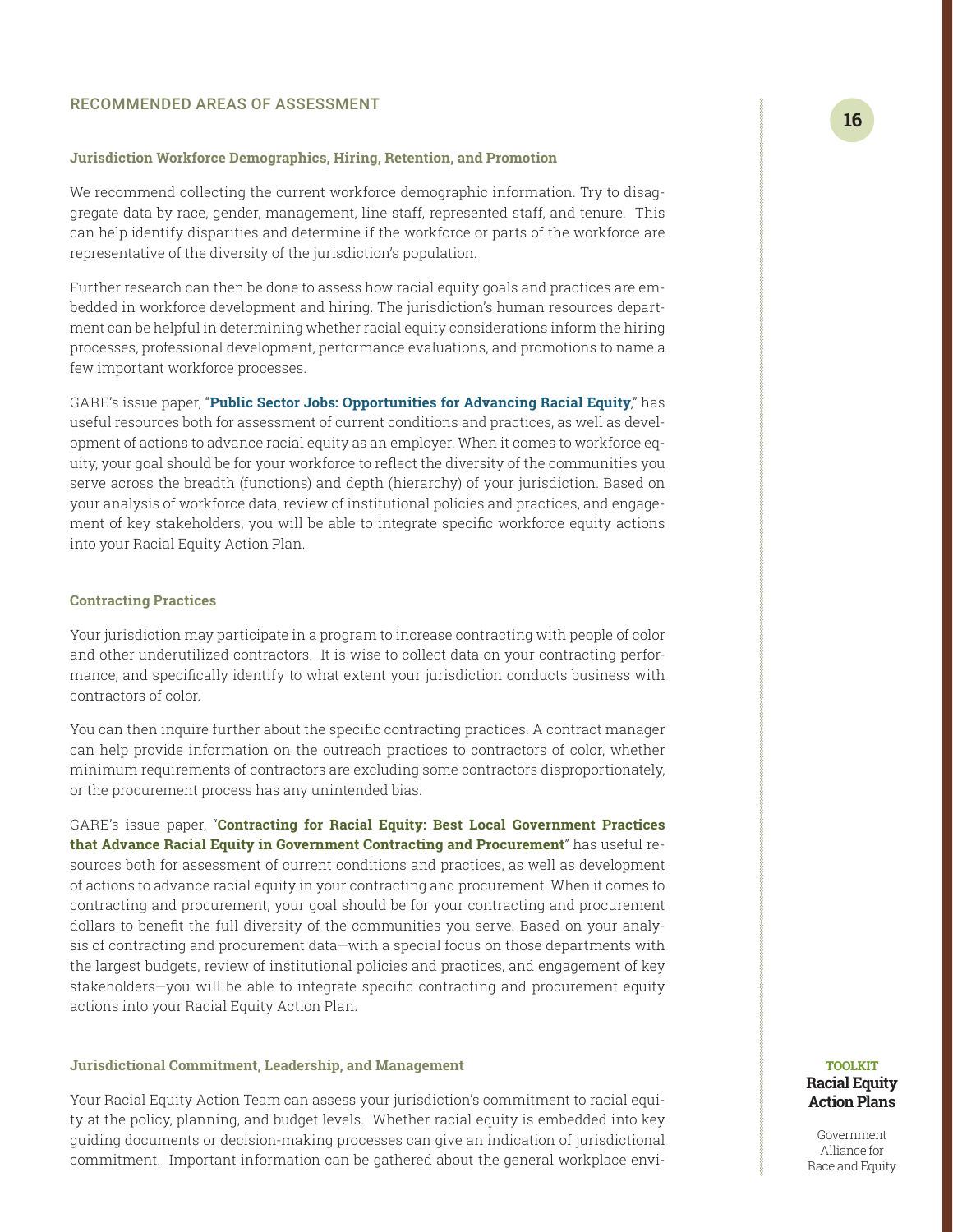## RECOMMENDED AREAS OF ASSESSMENT

### Jurisdiction Workforce Demographics, Hiring, Retention, and Promotion

We recommend collecting the current workforce demographic information. Try to disaggregate data by race, gender, management, line staff, represented staff, and tenure. This can help identify disparities and determine if the workforce or parts of the workforce are representative of the diversity of the jurisdiction's population.

Further research can then be done to assess how racial equity goals and practices are embedded in workforce development and hiring. The jurisdiction's human resources department can be helpful in determining whether racial equity considerations inform the hiring processes, professional development, performance evaluations, and promotions to name a few important workforce processes.

GARE's issue paper, "**Public Sector Jobs: Opportunities for Advancing Racial Equity**," has useful resources both for assessment of current conditions and practices, as well as development of actions to advance racial equity as an employer. When it comes to workforce equity, your goal should be for your workforce to reflect the diversity of the communities you serve across the breadth (functions) and depth (hierarchy) of your jurisdiction. Based on your analysis of workforce data, review of institutional policies and practices, and engagement of key stakeholders, you will be able to integrate specific workforce equity actions into your Racial Equity Action Plan.

### Contracting Practices

Your jurisdiction may participate in a program to increase contracting with people of color and other underutilized contractors. It is wise to collect data on your contracting performance, and specifically identify to what extent your jurisdiction conducts business with contractors of color.

You can then inquire further about the specific contracting practices. A contract manager can help provide information on the outreach practices to contractors of color, whether minimum requirements of contractors are excluding some contractors disproportionately, or the procurement process has any unintended bias.

GARE's issue paper, "**Contracting for Racial Equity: Best Local Government Practices that Advance Racial Equity in Government Contracting and Procurement**" has useful resources both for assessment of current conditions and practices, as well as development of actions to advance racial equity in your contracting and procurement. When it comes to contracting and procurement, your goal should be for your contracting and procurement dollars to benefit the full diversity of the communities you serve. Based on your analysis of contracting and procurement data—with a special focus on those departments with the largest budgets, review of institutional policies and practices, and engagement of key stakeholders—you will be able to integrate specific contracting and procurement equity actions into your Racial Equity Action Plan.

### Jurisdictional Commitment, Leadership, and Management

Your Racial Equity Action Team can assess your jurisdiction's commitment to racial equity at the policy, planning, and budget levels. Whether racial equity is embedded into key guiding documents or decision-making processes can give an indication of jurisdictional commitment. Important information can be gathered about the general workplace envi-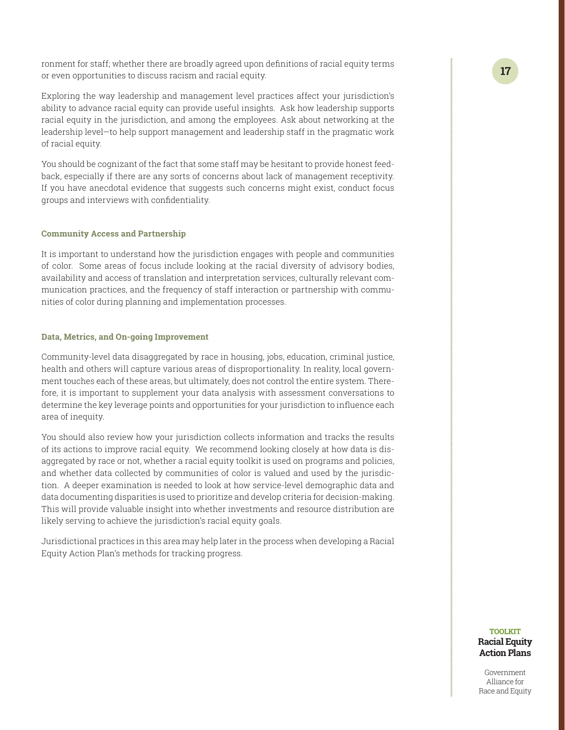ronment for staff; whether there are broadly agreed upon definitions of racial equity terms or even opportunities to discuss racism and racial equity.

Exploring the way leadership and management level practices affect your jurisdiction's ability to advance racial equity can provide useful insights. Ask how leadership supports racial equity in the jurisdiction, and among the employees. Ask about networking at the leadership level—to help support management and leadership staff in the pragmatic work of racial equity.

You should be cognizant of the fact that some staff may be hesitant to provide honest feedback, especially if there are any sorts of concerns about lack of management receptivity. If you have anecdotal evidence that suggests such concerns might exist, conduct focus groups and interviews with confidentiality.

#### Community Access and Partnership

It is important to understand how the jurisdiction engages with people and communities of color. Some areas of focus include looking at the racial diversity of advisory bodies, availability and access of translation and interpretation services, culturally relevant communication practices, and the frequency of staff interaction or partnership with communities of color during planning and implementation processes.

#### Data, Metrics, and On-going Improvement

Community-level data disaggregated by race in housing, jobs, education, criminal justice, health and others will capture various areas of disproportionality. In reality, local government touches each of these areas, but ultimately, does not control the entire system. Therefore, it is important to supplement your data analysis with assessment conversations to determine the key leverage points and opportunities for your jurisdiction to influence each area of inequity.

You should also review how your jurisdiction collects information and tracks the results of its actions to improve racial equity. We recommend looking closely at how data is disaggregated by race or not, whether a racial equity toolkit is used on programs and policies, and whether data collected by communities of color is valued and used by the jurisdiction. A deeper examination is needed to look at how service-level demographic data and data documenting disparities is used to prioritize and develop criteria for decision-making. This will provide valuable insight into whether investments and resource distribution are likely serving to achieve the jurisdiction's racial equity goals.

Jurisdictional practices in this area may help later in the process when developing a Racial Equity Action Plan's methods for tracking progress.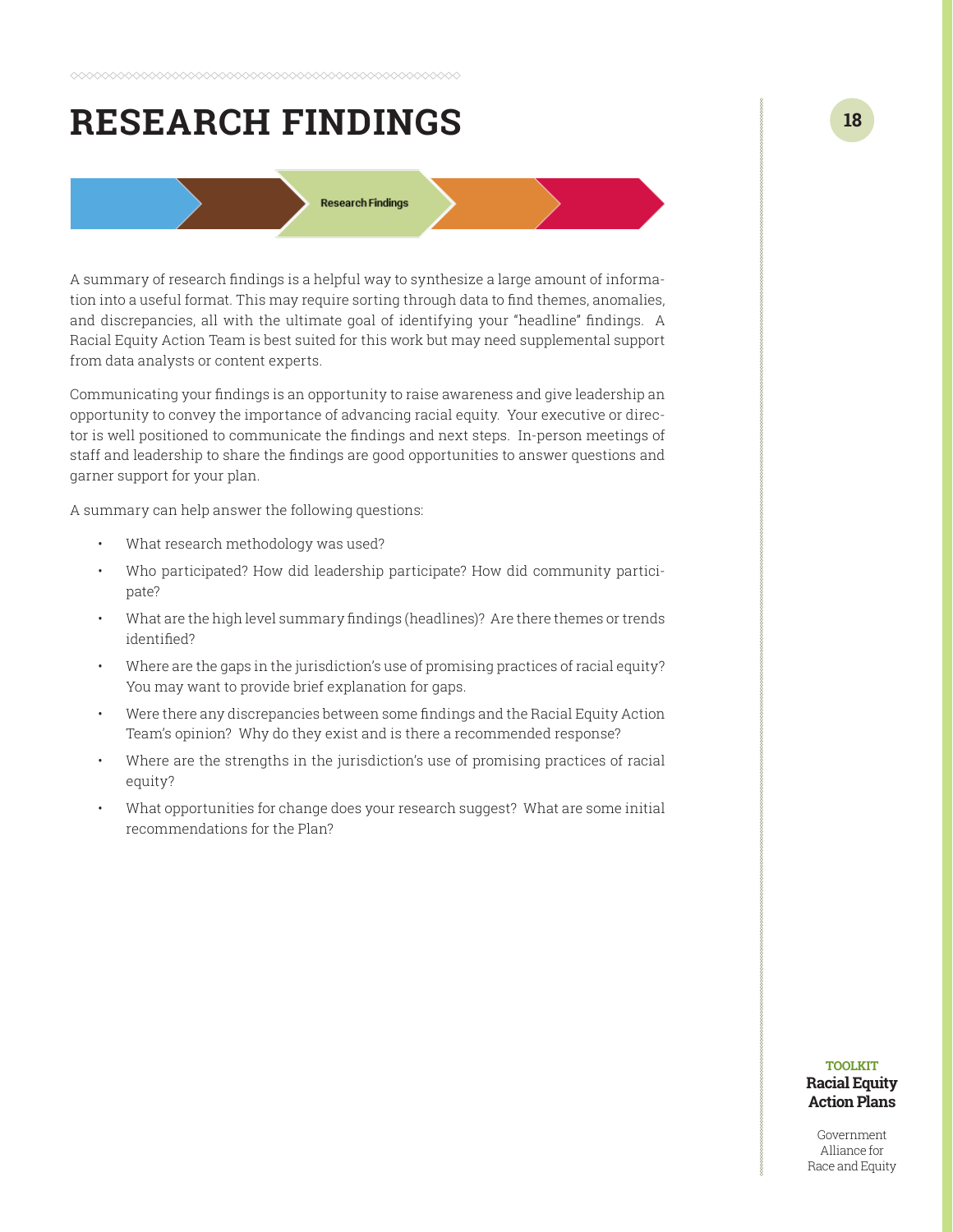# RESEARCH FINDINGS

Research Findings

A summary of research findings is a helpful way to synthesize a large amount of information into a useful format. This may require sorting through data to find themes, anomalies, and discrepancies, all with the ultimate goal of identifying your "headline" findings. A Racial Equity Action Team is best suited for this work but may need supplemental support from data analysts or content experts.

Communicating your findings is an opportunity to raise awareness and give leadership an opportunity to convey the importance of advancing racial equity. Your executive or director is well positioned to communicate the findings and next steps. In-person meetings of staff and leadership to share the findings are good opportunities to answer questions and garner support for your plan.

A summary can help answer the following questions:

- What research methodology was used?
- Who participated? How did leadership participate? How did community participate?
- What are the high level summary findings (headlines)? Are there themes or trends identified?
- Where are the gaps in the jurisdiction's use of promising practices of racial equity? You may want to provide brief explanation for gaps.
- Were there any discrepancies between some findings and the Racial Equity Action Team's opinion? Why do they exist and is there a recommended response?
- Where are the strengths in the jurisdiction's use of promising practices of racial equity?
- What opportunities for change does your research suggest? What are some initial recommendations for the Plan?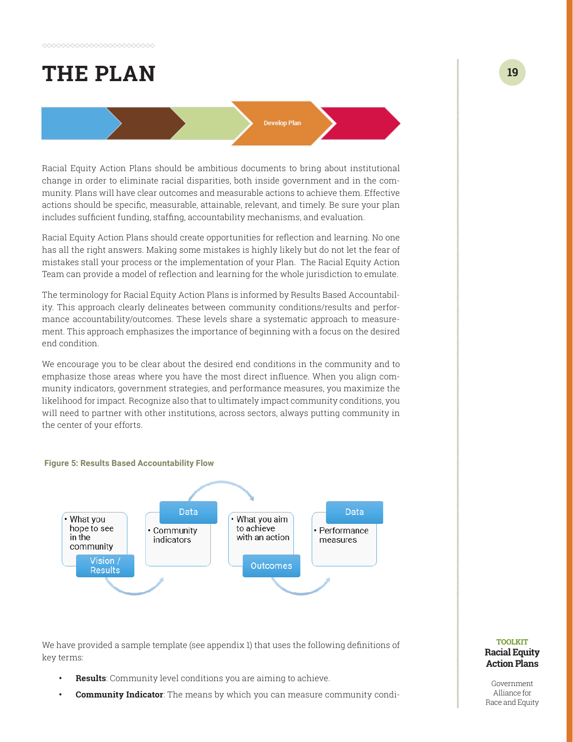# THE PLAN

Develop Plan

Racial Equity Action Plans should be ambitious documents to bring about institutional change in order to eliminate racial disparities, both inside government and in the community. Plans will have clear outcomes and measurable actions to achieve them. Effective actions should be specific, measurable, attainable, relevant, and timely. Be sure your plan includes sufficient funding, staffing, accountability mechanisms, and evaluation.

Racial Equity Action Plans should create opportunities for reflection and learning. No one has all the right answers. Making some mistakes is highly likely but do not let the fear of mistakes stall your process or the implementation of your Plan. The Racial Equity Action Team can provide a model of reflection and learning for the whole jurisdiction to emulate.

The terminology for Racial Equity Action Plans is informed by Results Based Accountability. This approach clearly delineates between community conditions/results and performance accountability/outcomes. These levels share a systematic approach to measurement. This approach emphasizes the importance of beginning with a focus on the desired end condition.

We encourage you to be clear about the desired end conditions in the community and to emphasize those areas where you have the most direct influence. When you align community indicators, government strategies, and performance measures, you maximize the likelihood for impact. Recognize also that to ultimately impact community conditions, you will need to partner with other institutions, across sectors, always putting community in the center of your efforts.

**Figure 5: Results Based Accountability Flow**

- **Vision / Results**: What you hope to see in the community
- **Data**: Community indicators
- **Outcomes**: What you aim to achieve with an action
- **Data**: Performance measures

We have provided a sample template (see appendix 1) that uses the following definitions of key terms:

- **Results**: Community level conditions you are aiming to achieve.
- **Community Indicator**: The means by which you can measure community condi-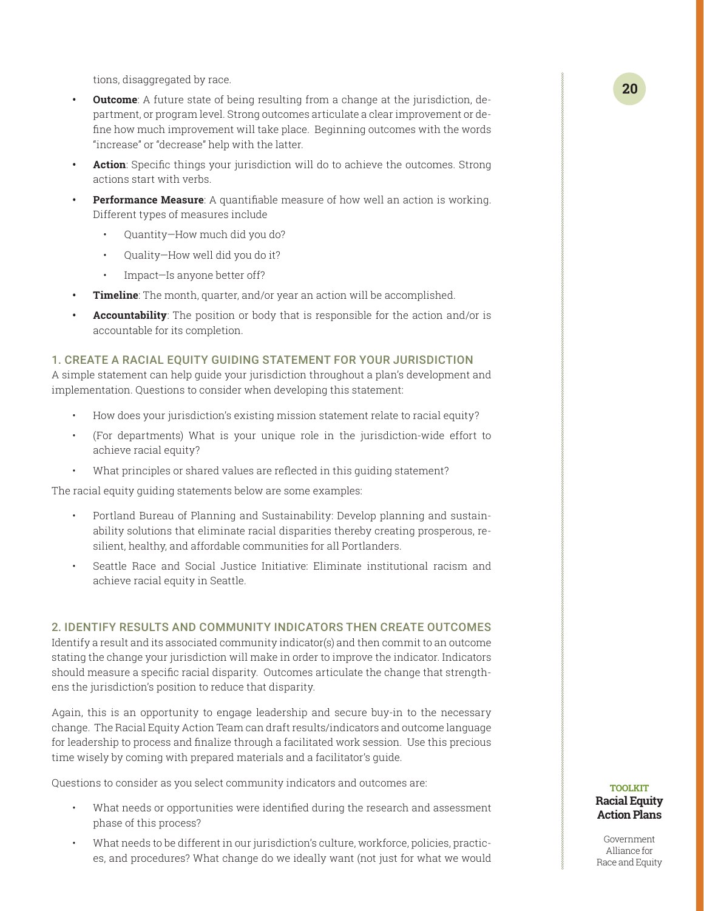tions, disaggregated by race.

- **Outcome**: A future state of being resulting from a change at the jurisdiction, department, or program level. Strong outcomes articulate a clear improvement or define how much improvement will take place. Beginning outcomes with the words "increase" or "decrease" help with the latter.
- **Action**: Specific things your jurisdiction will do to achieve the outcomes. Strong actions start with verbs.
- **Performance Measure**: A quantifiable measure of how well an action is working. Different types of measures include
  - Quantity—How much did you do?
  - Quality—How well did you do it?
  - Impact—Is anyone better off?
- **Timeline**: The month, quarter, and/or year an action will be accomplished.
- **Accountability**: The position or body that is responsible for the action and/or is accountable for its completion.

### 1. CREATE A RACIAL EQUITY GUIDING STATEMENT FOR YOUR JURISDICTION

A simple statement can help guide your jurisdiction throughout a plan's development and implementation. Questions to consider when developing this statement:

- How does your jurisdiction's existing mission statement relate to racial equity?
- (For departments) What is your unique role in the jurisdiction-wide effort to achieve racial equity?
- What principles or shared values are reflected in this guiding statement?

The racial equity guiding statements below are some examples:

- Portland Bureau of Planning and Sustainability: Develop planning and sustainability solutions that eliminate racial disparities thereby creating prosperous, resilient, healthy, and affordable communities for all Portlanders.
- Seattle Race and Social Justice Initiative: Eliminate institutional racism and achieve racial equity in Seattle.

### 2. IDENTIFY RESULTS AND COMMUNITY INDICATORS THEN CREATE OUTCOMES

Identify a result and its associated community indicator(s) and then commit to an outcome stating the change your jurisdiction will make in order to improve the indicator. Indicators should measure a specific racial disparity. Outcomes articulate the change that strengthens the jurisdiction's position to reduce that disparity.

Again, this is an opportunity to engage leadership and secure buy-in to the necessary change. The Racial Equity Action Team can draft results/indicators and outcome language for leadership to process and finalize through a facilitated work session. Use this precious time wisely by coming with prepared materials and a facilitator's guide.

Questions to consider as you select community indicators and outcomes are:

- What needs or opportunities were identified during the research and assessment phase of this process?
- What needs to be different in our jurisdiction's culture, workforce, policies, practices, and procedures? What change do we ideally want (not just for what we would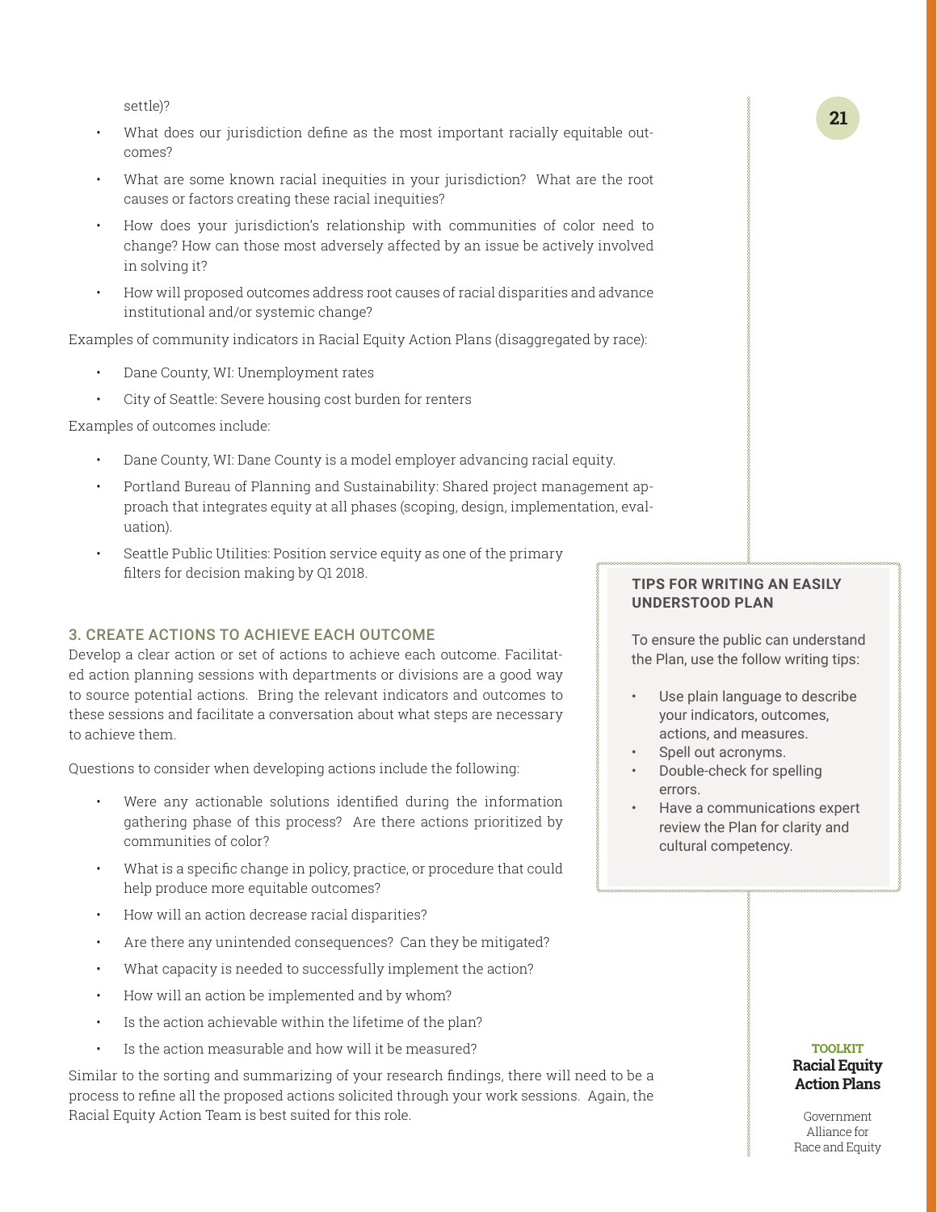settle)?

- What does our jurisdiction define as the most important racially equitable outcomes?
- What are some known racial inequities in your jurisdiction? What are the root causes or factors creating these racial inequities?
- How does your jurisdiction's relationship with communities of color need to change? How can those most adversely affected by an issue be actively involved in solving it?
- How will proposed outcomes address root causes of racial disparities and advance institutional and/or systemic change?

Examples of community indicators in Racial Equity Action Plans (disaggregated by race):

- Dane County, WI: Unemployment rates
- City of Seattle: Severe housing cost burden for renters

Examples of outcomes include:

- Dane County, WI: Dane County is a model employer advancing racial equity.
- Portland Bureau of Planning and Sustainability: Shared project management approach that integrates equity at all phases (scoping, design, implementation, evaluation).
- Seattle Public Utilities: Position service equity as one of the primary filters for decision making by Q1 2018.

### 3. CREATE ACTIONS TO ACHIEVE EACH OUTCOME

Develop a clear action or set of actions to achieve each outcome. Facilitated action planning sessions with departments or divisions are a good way to source potential actions. Bring the relevant indicators and outcomes to these sessions and facilitate a conversation about what steps are necessary to achieve them.

Questions to consider when developing actions include the following:

- Were any actionable solutions identified during the information gathering phase of this process? Are there actions prioritized by communities of color?
- What is a specific change in policy, practice, or procedure that could help produce more equitable outcomes?
- How will an action decrease racial disparities?
- Are there any unintended consequences? Can they be mitigated?
- What capacity is needed to successfully implement the action?
- How will an action be implemented and by whom?
- Is the action achievable within the lifetime of the plan?
- Is the action measurable and how will it be measured?

Similar to the sorting and summarizing of your research findings, there will need to be a process to refine all the proposed actions solicited through your work sessions. Again, the Racial Equity Action Team is best suited for this role.

**TIPS FOR WRITING AN EASILY UNDERSTOOD PLAN**

To ensure the public can understand the Plan, use the follow writing tips:

- Use plain language to describe your indicators, outcomes, actions, and measures.
- Spell out acronyms.
- Double-check for spelling errors.
- Have a communications expert review the Plan for clarity and cultural competency.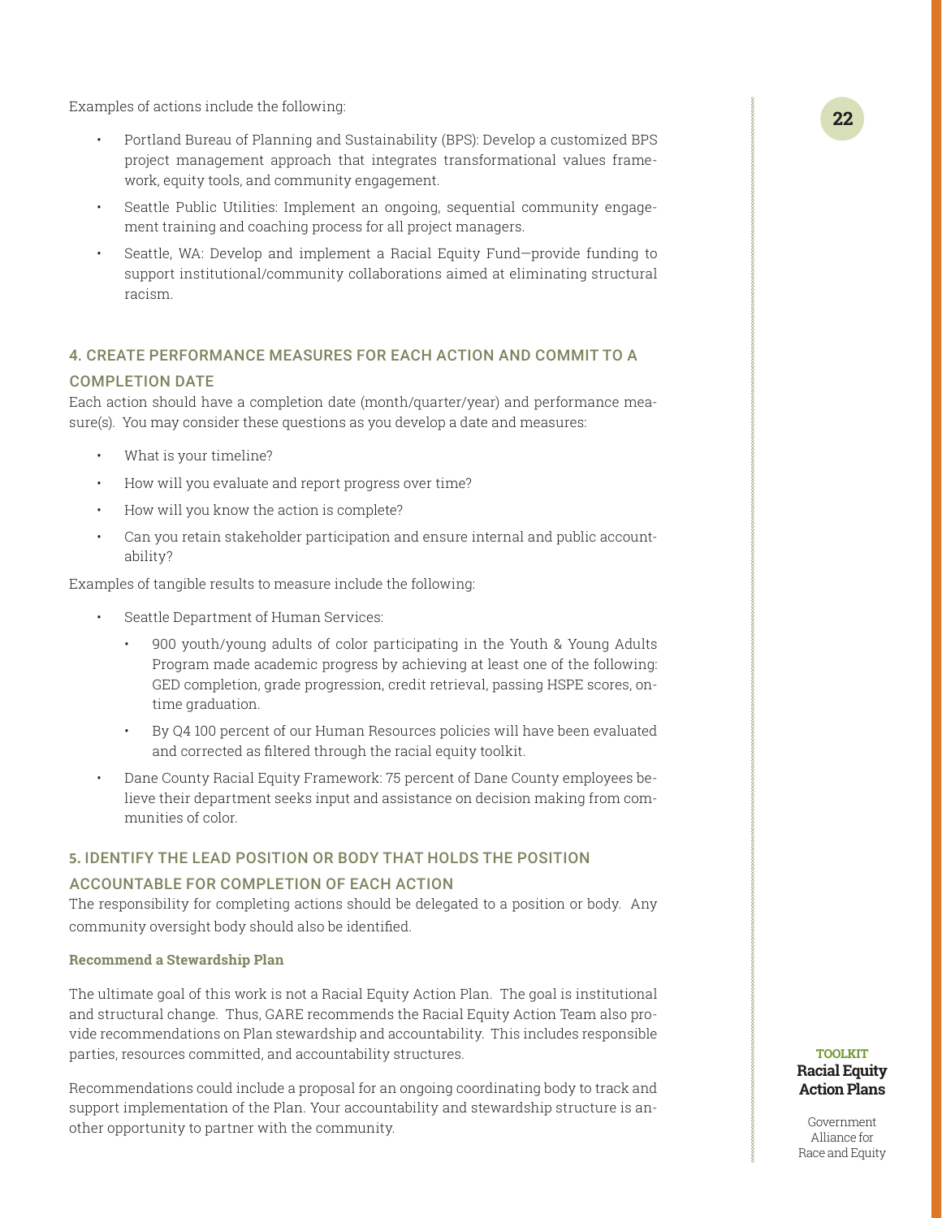Examples of actions include the following:

- Portland Bureau of Planning and Sustainability (BPS): Develop a customized BPS project management approach that integrates transformational values framework, equity tools, and community engagement.
- Seattle Public Utilities: Implement an ongoing, sequential community engagement training and coaching process for all project managers.
- Seattle, WA: Develop and implement a Racial Equity Fund—provide funding to support institutional/community collaborations aimed at eliminating structural racism.

### 4. CREATE PERFORMANCE MEASURES FOR EACH ACTION AND COMMIT TO A COMPLETION DATE

Each action should have a completion date (month/quarter/year) and performance measure(s). You may consider these questions as you develop a date and measures:

- What is your timeline?
- How will you evaluate and report progress over time?
- How will you know the action is complete?
- Can you retain stakeholder participation and ensure internal and public accountability?

Examples of tangible results to measure include the following:

- Seattle Department of Human Services:
    - 900 youth/young adults of color participating in the Youth & Young Adults Program made academic progress by achieving at least one of the following: GED completion, grade progression, credit retrieval, passing HSPE scores, on-time graduation.
    - By Q4 100 percent of our Human Resources policies will have been evaluated and corrected as filtered through the racial equity toolkit.
- Dane County Racial Equity Framework: 75 percent of Dane County employees believe their department seeks input and assistance on decision making from communities of color.

### 5. IDENTIFY THE LEAD POSITION OR BODY THAT HOLDS THE POSITION ACCOUNTABLE FOR COMPLETION OF EACH ACTION

The responsibility for completing actions should be delegated to a position or body. Any community oversight body should also be identified.

#### Recommend a Stewardship Plan

The ultimate goal of this work is not a Racial Equity Action Plan. The goal is institutional and structural change. Thus, GARE recommends the Racial Equity Action Team also provide recommendations on Plan stewardship and accountability. This includes responsible parties, resources committed, and accountability structures.

Recommendations could include a proposal for an ongoing coordinating body to track and support implementation of the Plan. Your accountability and stewardship structure is another opportunity to partner with the community.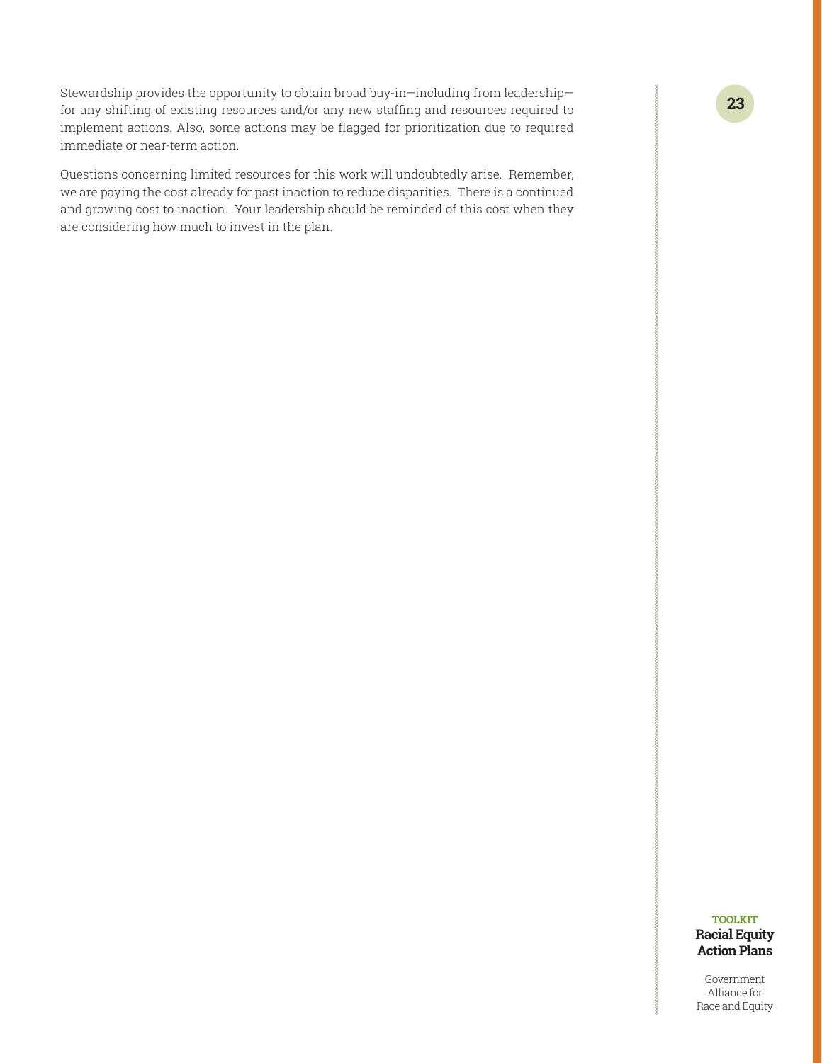Stewardship provides the opportunity to obtain broad buy-in—including from leadership—for any shifting of existing resources and/or any new staffing and resources required to implement actions. Also, some actions may be flagged for prioritization due to required immediate or near-term action.

Questions concerning limited resources for this work will undoubtedly arise. Remember, we are paying the cost already for past inaction to reduce disparities. There is a continued and growing cost to inaction. Your leadership should be reminded of this cost when they are considering how much to invest in the plan.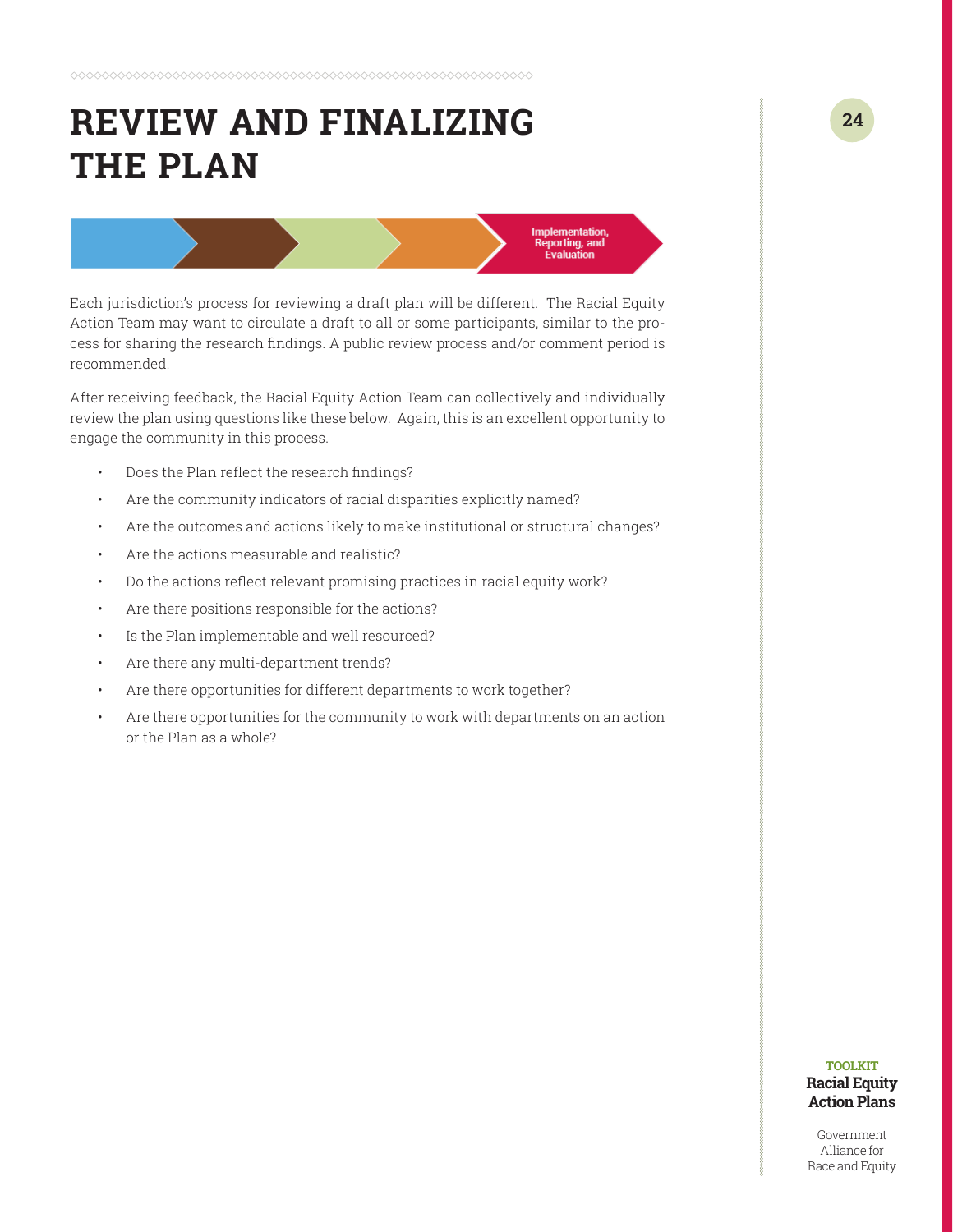# REVIEW AND FINALIZING THE PLAN

Implementation, Reporting, and Evaluation

Each jurisdiction's process for reviewing a draft plan will be different. The Racial Equity Action Team may want to circulate a draft to all or some participants, similar to the process for sharing the research findings. A public review process and/or comment period is recommended.

After receiving feedback, the Racial Equity Action Team can collectively and individually review the plan using questions like these below. Again, this is an excellent opportunity to engage the community in this process.

- Does the Plan reflect the research findings?
- Are the community indicators of racial disparities explicitly named?
- Are the outcomes and actions likely to make institutional or structural changes?
- Are the actions measurable and realistic?
- Do the actions reflect relevant promising practices in racial equity work?
- Are there positions responsible for the actions?
- Is the Plan implementable and well resourced?
- Are there any multi-department trends?
- Are there opportunities for different departments to work together?
- Are there opportunities for the community to work with departments on an action or the Plan as a whole?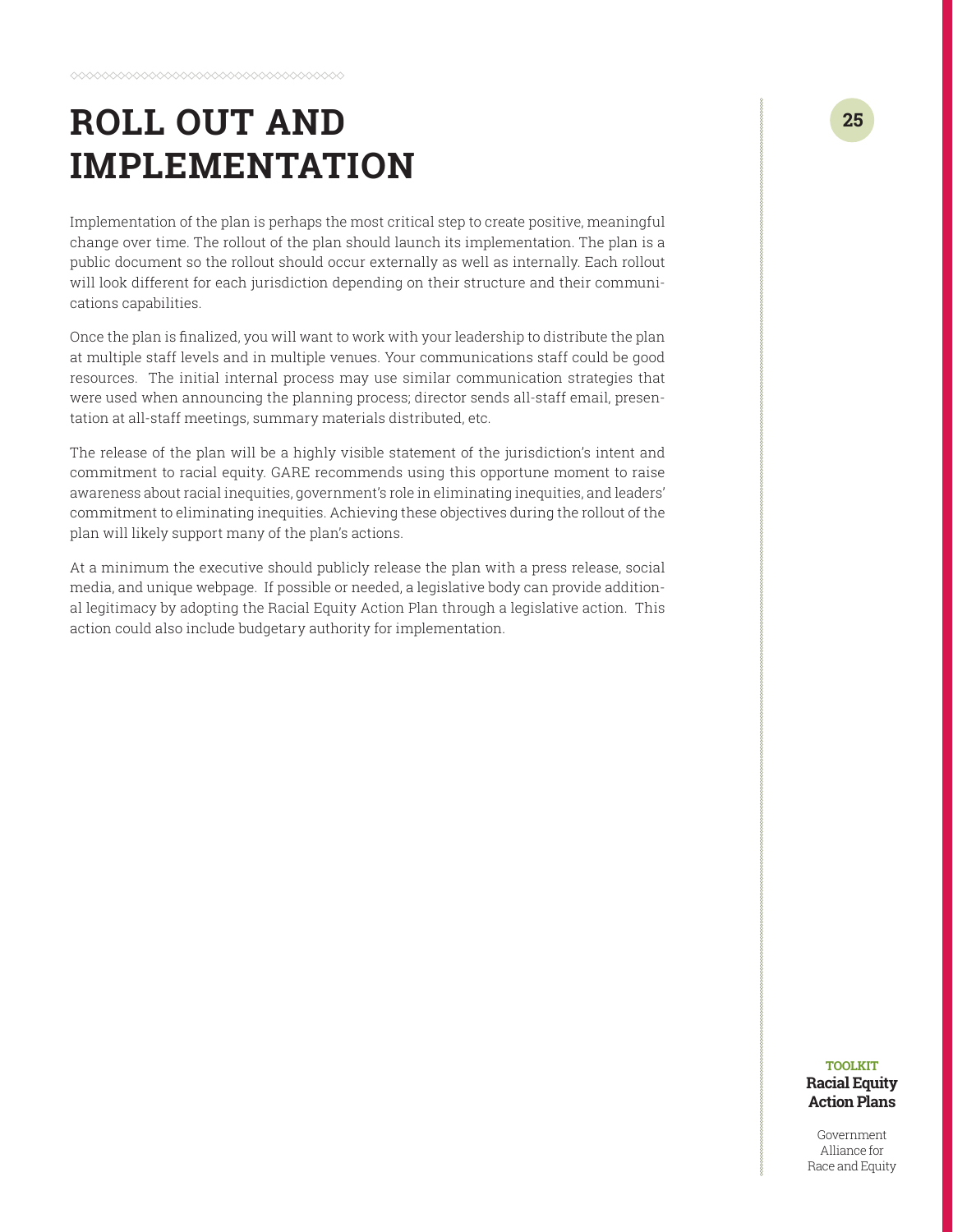# ROLL OUT AND IMPLEMENTATION

Implementation of the plan is perhaps the most critical step to create positive, meaningful change over time. The rollout of the plan should launch its implementation. The plan is a public document so the rollout should occur externally as well as internally. Each rollout will look different for each jurisdiction depending on their structure and their communications capabilities.

Once the plan is finalized, you will want to work with your leadership to distribute the plan at multiple staff levels and in multiple venues. Your communications staff could be good resources. The initial internal process may use similar communication strategies that were used when announcing the planning process; director sends all-staff email, presentation at all-staff meetings, summary materials distributed, etc.

The release of the plan will be a highly visible statement of the jurisdiction's intent and commitment to racial equity. GARE recommends using this opportune moment to raise awareness about racial inequities, government's role in eliminating inequities, and leaders' commitment to eliminating inequities. Achieving these objectives during the rollout of the plan will likely support many of the plan's actions.

At a minimum the executive should publicly release the plan with a press release, social media, and unique webpage. If possible or needed, a legislative body can provide additional legitimacy by adopting the Racial Equity Action Plan through a legislative action. This action could also include budgetary authority for implementation.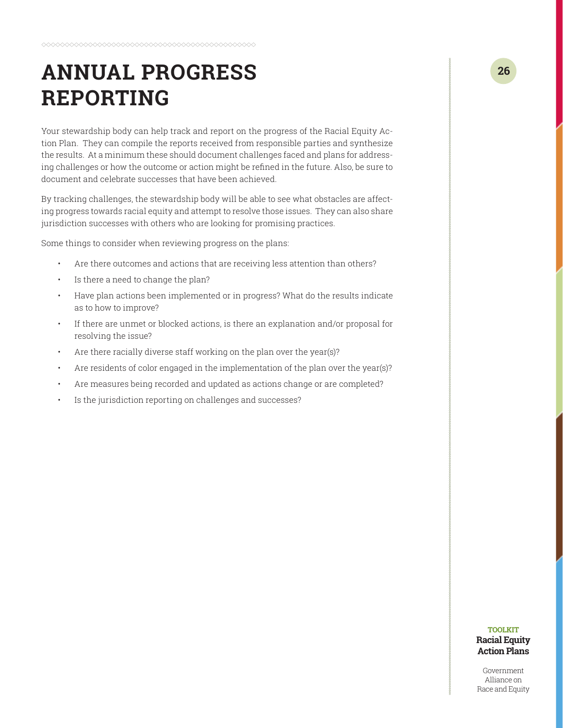# ANNUAL PROGRESS REPORTING

Your stewardship body can help track and report on the progress of the Racial Equity Action Plan. They can compile the reports received from responsible parties and synthesize the results. At a minimum these should document challenges faced and plans for addressing challenges or how the outcome or action might be refined in the future. Also, be sure to document and celebrate successes that have been achieved.

By tracking challenges, the stewardship body will be able to see what obstacles are affecting progress towards racial equity and attempt to resolve those issues. They can also share jurisdiction successes with others who are looking for promising practices.

Some things to consider when reviewing progress on the plans:

- Are there outcomes and actions that are receiving less attention than others?
- Is there a need to change the plan?
- Have plan actions been implemented or in progress? What do the results indicate as to how to improve?
- If there are unmet or blocked actions, is there an explanation and/or proposal for resolving the issue?
- Are there racially diverse staff working on the plan over the year(s)?
- Are residents of color engaged in the implementation of the plan over the year(s)?
- Are measures being recorded and updated as actions change or are completed?
- Is the jurisdiction reporting on challenges and successes?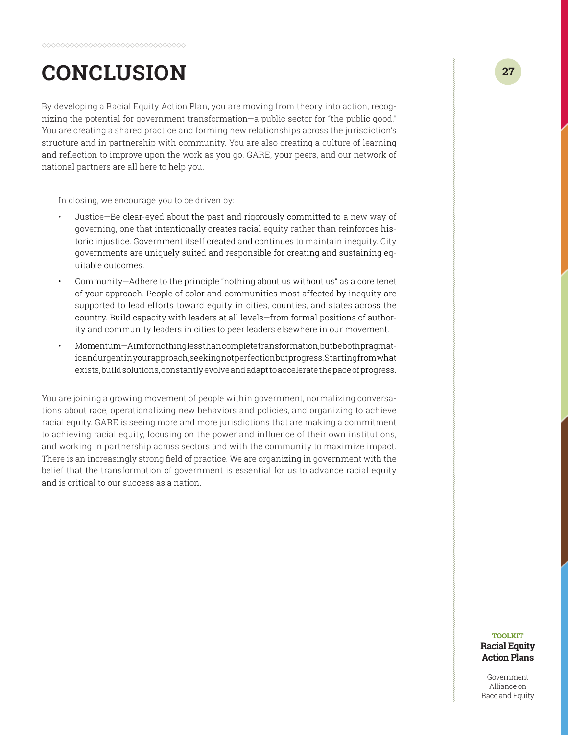# CONCLUSION

By developing a Racial Equity Action Plan, you are moving from theory into action, recognizing the potential for government transformation—a public sector for "the public good." You are creating a shared practice and forming new relationships across the jurisdiction's structure and in partnership with community. You are also creating a culture of learning and reflection to improve upon the work as you go. GARE, your peers, and our network of national partners are all here to help you.

In closing, we encourage you to be driven by:

- Justice—Be clear-eyed about the past and rigorously committed to a new way of governing, one that intentionally creates racial equity rather than reinforces historic injustice. Government itself created and continues to maintain inequity. City governments are uniquely suited and responsible for creating and sustaining equitable outcomes.
- Community—Adhere to the principle "nothing about us without us" as a core tenet of your approach. People of color and communities most affected by inequity are supported to lead efforts toward equity in cities, counties, and states across the country. Build capacity with leaders at all levels—from formal positions of authority and community leaders in cities to peer leaders elsewhere in our movement.
- Momentum—Aim for nothing less than complete transformation, but be both pragmatic and urgent in your approach, seeking not perfection but progress. Starting from what exists, build solutions, constantly evolve and adapt to accelerate the pace of progress.

You are joining a growing movement of people within government, normalizing conversations about race, operationalizing new behaviors and policies, and organizing to achieve racial equity. GARE is seeing more and more jurisdictions that are making a commitment to achieving racial equity, focusing on the power and influence of their own institutions, and working in partnership across sectors and with the community to maximize impact. There is an increasingly strong field of practice. We are organizing in government with the belief that the transformation of government is essential for us to advance racial equity and is critical to our success as a nation.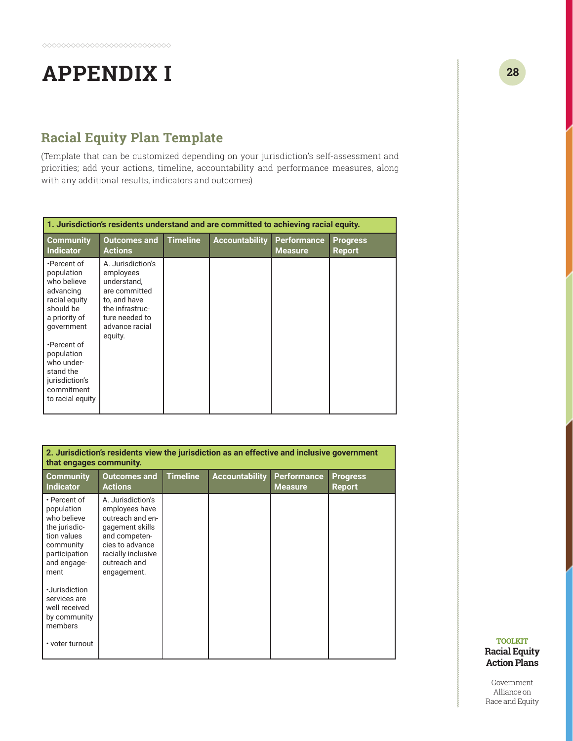# APPENDIX I

## Racial Equity Plan Template

(Template that can be customized depending on your jurisdiction's self-assessment and priorities; add your actions, timeline, accountability and performance measures, along with any additional results, indicators and outcomes)

| **1. Jurisdiction's residents understand and are committed to achieving racial equity.** | | | | | |
|---|---|---|---|---|---|
| **Community Indicator** | **Outcomes and Actions** | **Timeline** | **Accountability** | **Performance Measure** | **Progress Report** |
| •Percent of population who believe advancing racial equity should be a priority of government<br><br>•Percent of population who understand the jurisdiction's commitment to racial equity | A. Jurisdiction's employees understand, are committed to, and have the infrastructure needed to advance racial equity. | | | | |

| **2. Jurisdiction's residents view the jurisdiction as an effective and inclusive government that engages community.** | | | | | |
|---|---|---|---|---|---|
| **Community Indicator** | **Outcomes and Actions** | **Timeline** | **Accountability** | **Performance Measure** | **Progress Report** |
| • Percent of population who believe the jurisdiction values community participation and engagement<br><br>•Jurisdiction services are well received by community members<br><br>• voter turnout | A. Jurisdiction's employees have outreach and engagement skills and competencies to advance racially inclusive outreach and engagement. | | | | |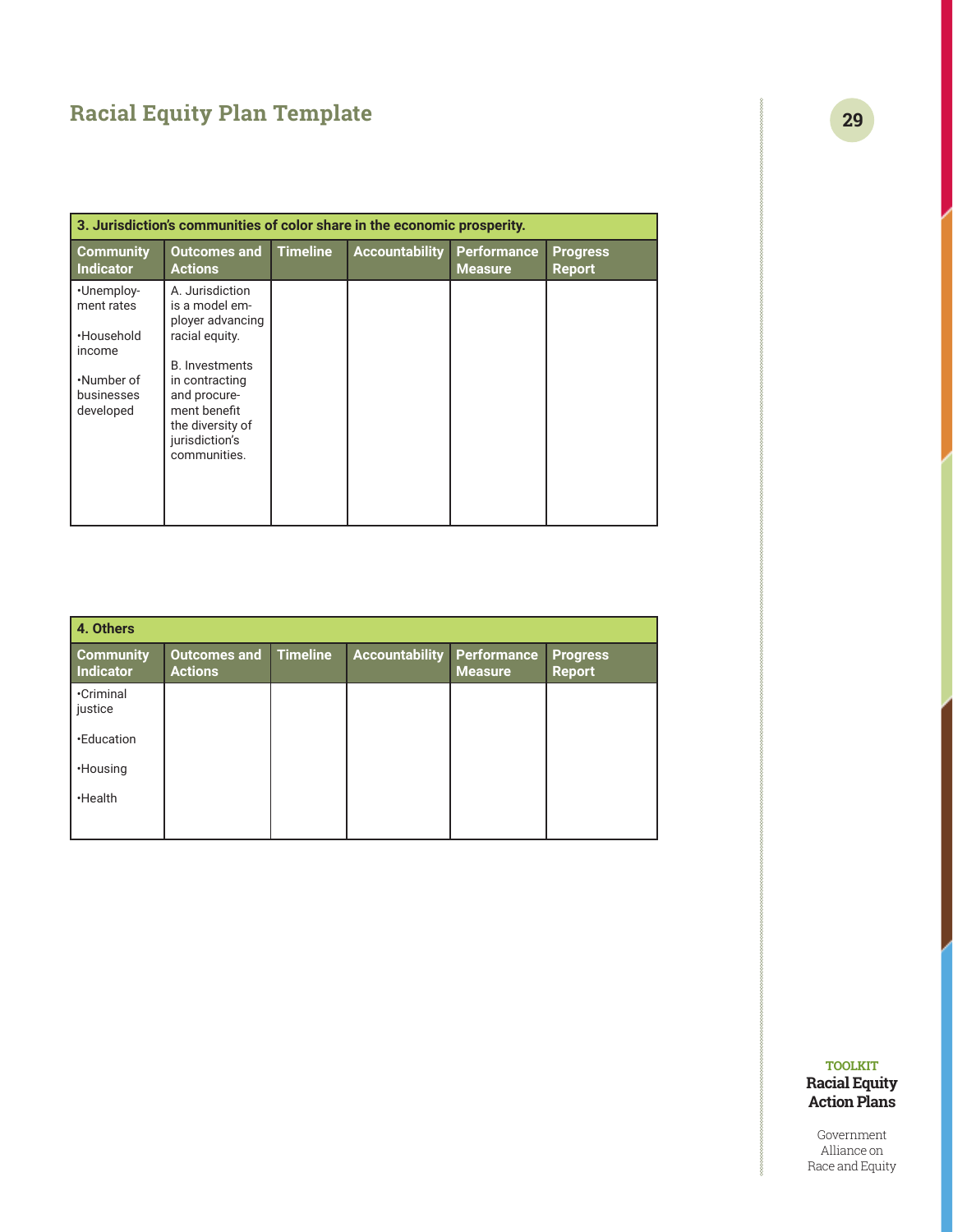## Racial Equity Plan Template

| 3. Jurisdiction's communities of color share in the economic prosperity. | | | | | |
|---|---|---|---|---|---|
| **Community Indicator** | **Outcomes and Actions** | **Timeline** | **Accountability** | **Performance Measure** | **Progress Report** |
| •Unemployment rates<br><br>•Household income<br><br>•Number of businesses developed | A. Jurisdiction is a model employer advancing racial equity.<br><br>B. Investments in contracting and procurement benefit the diversity of jurisdiction's communities. | | | | |

| 4. Others | | | | | |
|---|---|---|---|---|---|
| **Community Indicator** | **Outcomes and Actions** | **Timeline** | **Accountability** | **Performance Measure** | **Progress Report** |
| •Criminal justice<br><br>•Education<br><br>•Housing<br><br>•Health | | | | | |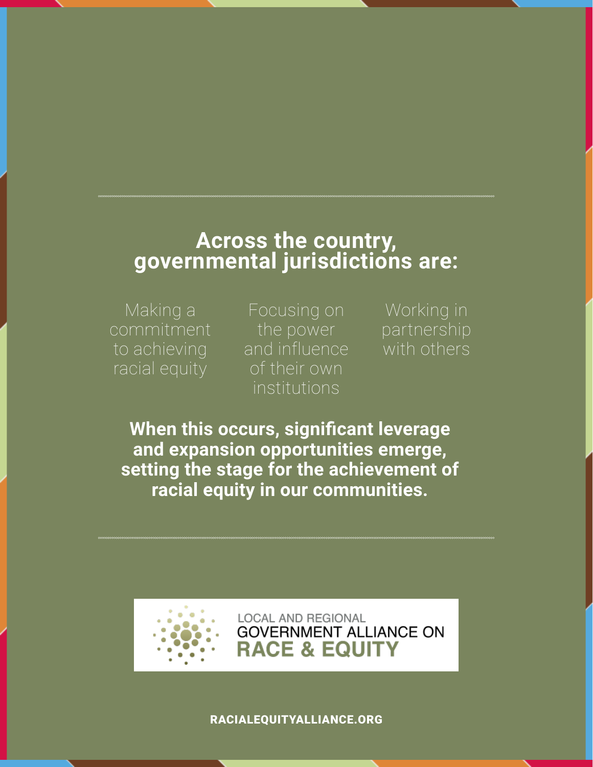## Across the country, governmental jurisdictions are:

- Making a commitment to achieving racial equity
- Focusing on the power and influence of their own institutions
- Working in partnership with others

**When this occurs, significant leverage and expansion opportunities emerge, setting the stage for the achievement of racial equity in our communities.**

LOCAL AND REGIONAL GOVERNMENT ALLIANCE ON RACE & EQUITY

RACIALEQUITYALLIANCE.ORG